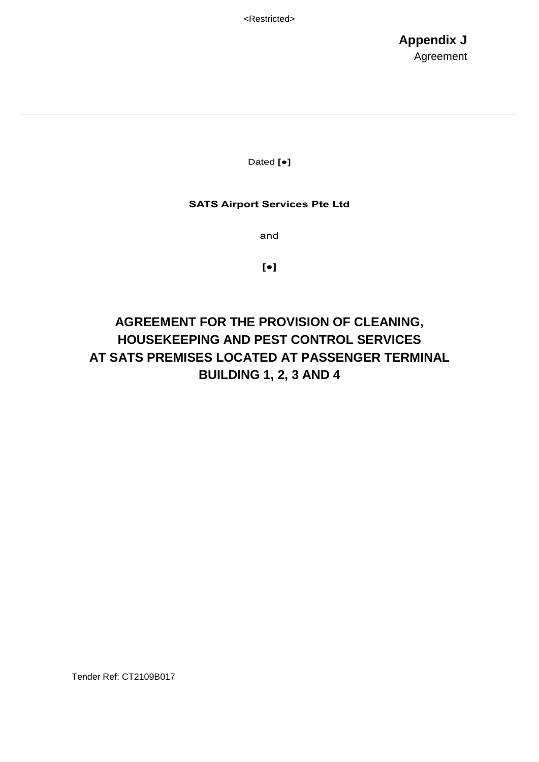<Restricted>

**Appendix J**
Agreement

---

Dated **[●]**

**SATS Airport Services Pte Ltd**

and

**[●]**

# AGREEMENT FOR THE PROVISION OF CLEANING, HOUSEKEEPING AND PEST CONTROL SERVICES AT SATS PREMISES LOCATED AT PASSENGER TERMINAL BUILDING 1, 2, 3 AND 4

Tender Ref: CT2109B017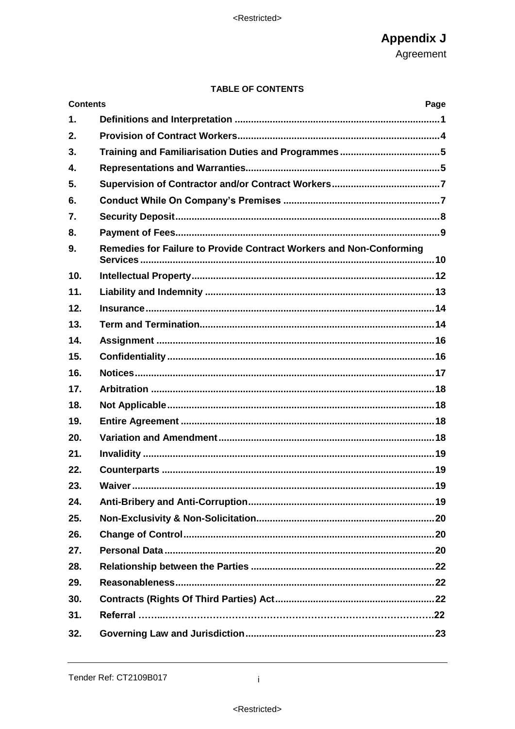# Appendix J

Agreement

**TABLE OF CONTENTS**

| Contents | | Page |
|---|---|---|
| 1. | Definitions and Interpretation | 1 |
| 2. | Provision of Contract Workers | 4 |
| 3. | Training and Familiarisation Duties and Programmes | 5 |
| 4. | Representations and Warranties | 5 |
| 5. | Supervision of Contractor and/or Contract Workers | 7 |
| 6. | Conduct While On Company's Premises | 7 |
| 7. | Security Deposit | 8 |
| 8. | Payment of Fees | 9 |
| 9. | Remedies for Failure to Provide Contract Workers and Non-Conforming Services | 10 |
| 10. | Intellectual Property | 12 |
| 11. | Liability and Indemnity | 13 |
| 12. | Insurance | 14 |
| 13. | Term and Termination | 14 |
| 14. | Assignment | 16 |
| 15. | Confidentiality | 16 |
| 16. | Notices | 17 |
| 17. | Arbitration | 18 |
| 18. | Not Applicable | 18 |
| 19. | Entire Agreement | 18 |
| 20. | Variation and Amendment | 18 |
| 21. | Invalidity | 19 |
| 22. | Counterparts | 19 |
| 23. | Waiver | 19 |
| 24. | Anti-Bribery and Anti-Corruption | 19 |
| 25. | Non-Exclusivity & Non-Solicitation | 20 |
| 26. | Change of Control | 20 |
| 27. | Personal Data | 20 |
| 28. | Relationship between the Parties | 22 |
| 29. | Reasonableness | 22 |
| 30. | Contracts (Rights Of Third Parties) Act | 22 |
| 31. | Referral | 22 |
| 32. | Governing Law and Jurisdiction | 23 |

Tender Ref: CT2109B017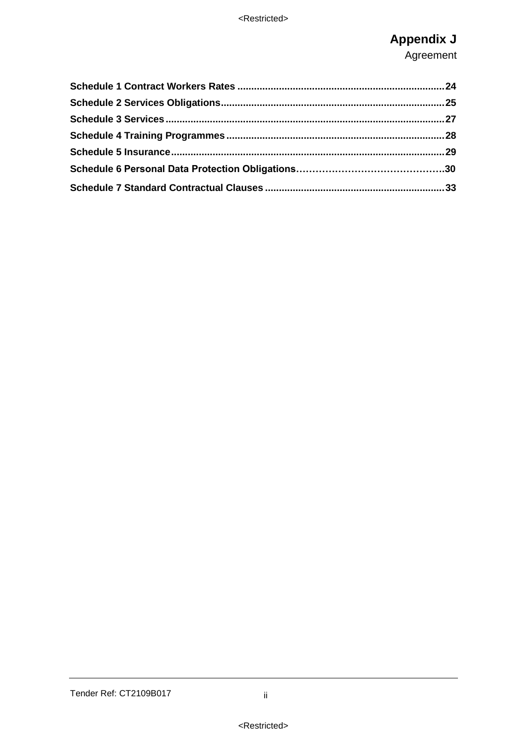**Schedule 1 Contract Workers Rates** ........................................................................... **24**

**Schedule 2 Services Obligations** ............................................................................... **25**

**Schedule 3 Services** ................................................................................................... **27**

**Schedule 4 Training Programmes** ............................................................................. **28**

**Schedule 5 Insurance** ................................................................................................. **29**

**Schedule 6 Personal Data Protection Obligations** ………………………………………. **30**

**Schedule 7 Standard Contractual Clauses** ................................................................ **33**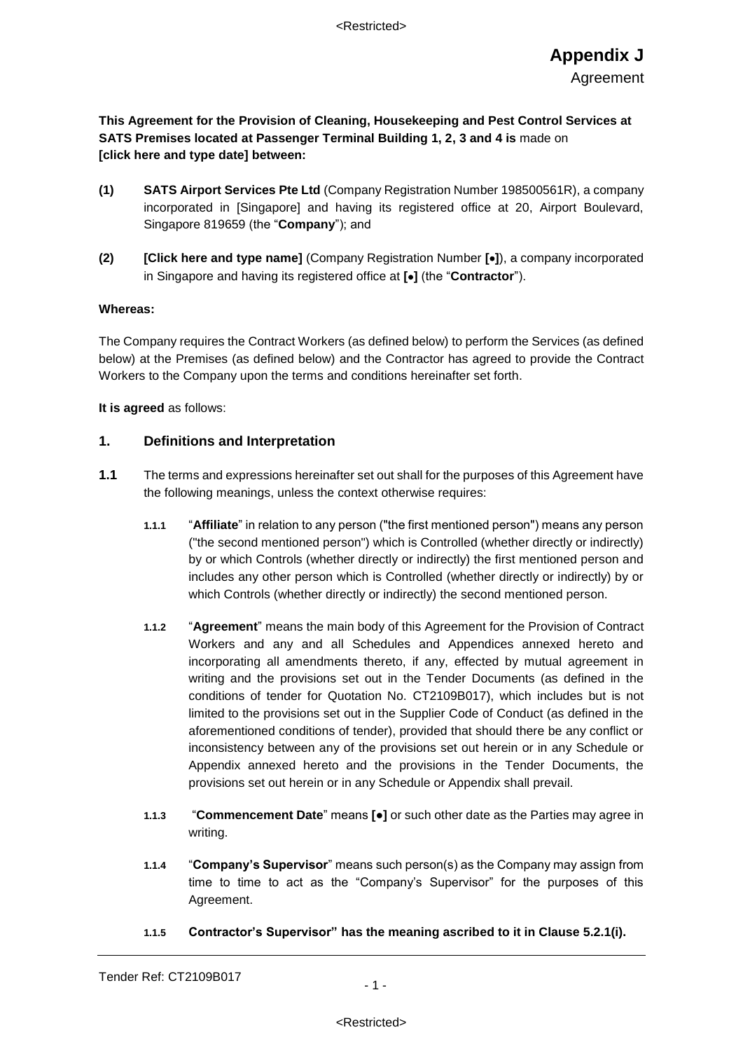# Appendix J

Agreement

**This Agreement for the Provision of Cleaning, Housekeeping and Pest Control Services at SATS Premises located at Passenger Terminal Building 1, 2, 3 and 4 is** made on **[click here and type date] between:**

**(1)** **SATS Airport Services Pte Ltd** (Company Registration Number 198500561R), a company incorporated in [Singapore] and having its registered office at 20, Airport Boulevard, Singapore 819659 (the "**Company**"); and

**(2)** **[Click here and type name]** (Company Registration Number **[●]**), a company incorporated in Singapore and having its registered office at **[●]** (the "**Contractor**").

**Whereas:**

The Company requires the Contract Workers (as defined below) to perform the Services (as defined below) at the Premises (as defined below) and the Contractor has agreed to provide the Contract Workers to the Company upon the terms and conditions hereinafter set forth.

**It is agreed** as follows:

## 1. Definitions and Interpretation

**1.1** The terms and expressions hereinafter set out shall for the purposes of this Agreement have the following meanings, unless the context otherwise requires:

**1.1.1** "**Affiliate**" in relation to any person ("the first mentioned person") means any person ("the second mentioned person") which is Controlled (whether directly or indirectly) by or which Controls (whether directly or indirectly) the first mentioned person and includes any other person which is Controlled (whether directly or indirectly) by or which Controls (whether directly or indirectly) the second mentioned person.

**1.1.2** "**Agreement**" means the main body of this Agreement for the Provision of Contract Workers and any and all Schedules and Appendices annexed hereto and incorporating all amendments thereto, if any, effected by mutual agreement in writing and the provisions set out in the Tender Documents (as defined in the conditions of tender for Quotation No. CT2109B017), which includes but is not limited to the provisions set out in the Supplier Code of Conduct (as defined in the aforementioned conditions of tender), provided that should there be any conflict or inconsistency between any of the provisions set out herein or in any Schedule or Appendix annexed hereto and the provisions in the Tender Documents, the provisions set out herein or in any Schedule or Appendix shall prevail.

**1.1.3** "**Commencement Date**" means **[●]** or such other date as the Parties may agree in writing.

**1.1.4** "**Company's Supervisor**" means such person(s) as the Company may assign from time to time to act as the "Company's Supervisor" for the purposes of this Agreement.

**1.1.5** **Contractor's Supervisor" has the meaning ascribed to it in Clause 5.2.1(i).**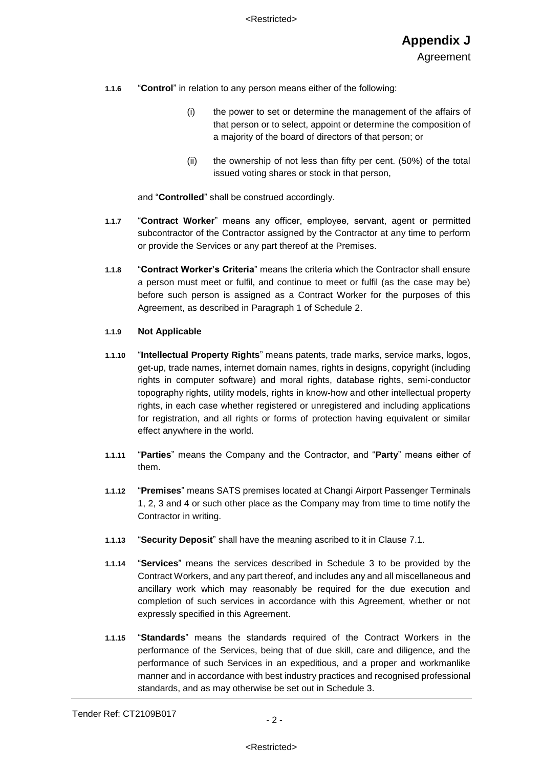**1.1.6** "**Control**" in relation to any person means either of the following:

(i) the power to set or determine the management of the affairs of that person or to select, appoint or determine the composition of a majority of the board of directors of that person; or

(ii) the ownership of not less than fifty per cent. (50%) of the total issued voting shares or stock in that person,

and "**Controlled**" shall be construed accordingly.

**1.1.7** "**Contract Worker**" means any officer, employee, servant, agent or permitted subcontractor of the Contractor assigned by the Contractor at any time to perform or provide the Services or any part thereof at the Premises.

**1.1.8** "**Contract Worker's Criteria**" means the criteria which the Contractor shall ensure a person must meet or fulfil, and continue to meet or fulfil (as the case may be) before such person is assigned as a Contract Worker for the purposes of this Agreement, as described in Paragraph 1 of Schedule 2.

**1.1.9** **Not Applicable**

**1.1.10** "**Intellectual Property Rights**" means patents, trade marks, service marks, logos, get-up, trade names, internet domain names, rights in designs, copyright (including rights in computer software) and moral rights, database rights, semi-conductor topography rights, utility models, rights in know-how and other intellectual property rights, in each case whether registered or unregistered and including applications for registration, and all rights or forms of protection having equivalent or similar effect anywhere in the world.

**1.1.11** "**Parties**" means the Company and the Contractor, and "**Party**" means either of them.

**1.1.12** "**Premises**" means SATS premises located at Changi Airport Passenger Terminals 1, 2, 3 and 4 or such other place as the Company may from time to time notify the Contractor in writing.

**1.1.13** "**Security Deposit**" shall have the meaning ascribed to it in Clause 7.1.

**1.1.14** "**Services**" means the services described in Schedule 3 to be provided by the Contract Workers, and any part thereof, and includes any and all miscellaneous and ancillary work which may reasonably be required for the due execution and completion of such services in accordance with this Agreement, whether or not expressly specified in this Agreement.

**1.1.15** "**Standards**" means the standards required of the Contract Workers in the performance of the Services, being that of due skill, care and diligence, and the performance of such Services in an expeditious, and a proper and workmanlike manner and in accordance with best industry practices and recognised professional standards, and as may otherwise be set out in Schedule 3.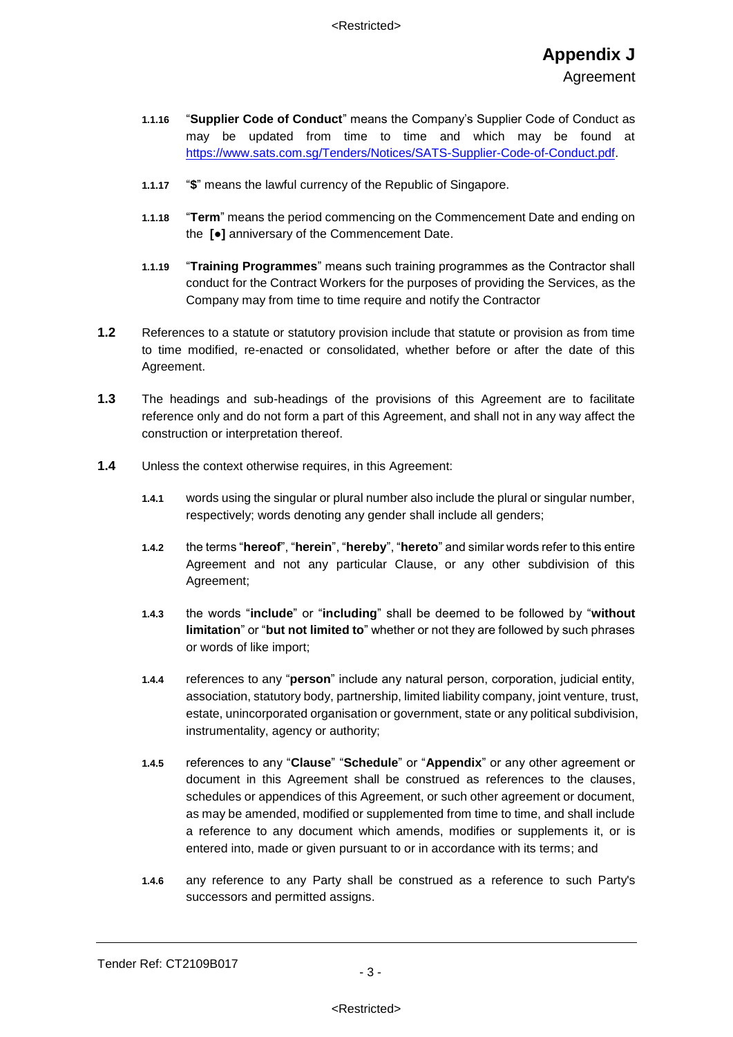**1.1.16** "**Supplier Code of Conduct**" means the Company's Supplier Code of Conduct as may be updated from time to time and which may be found at https://www.sats.com.sg/Tenders/Notices/SATS-Supplier-Code-of-Conduct.pdf.

**1.1.17** "**$**" means the lawful currency of the Republic of Singapore.

**1.1.18** "**Term**" means the period commencing on the Commencement Date and ending on the **[●]** anniversary of the Commencement Date.

**1.1.19** "**Training Programmes**" means such training programmes as the Contractor shall conduct for the Contract Workers for the purposes of providing the Services, as the Company may from time to time require and notify the Contractor

**1.2** References to a statute or statutory provision include that statute or provision as from time to time modified, re-enacted or consolidated, whether before or after the date of this Agreement.

**1.3** The headings and sub-headings of the provisions of this Agreement are to facilitate reference only and do not form a part of this Agreement, and shall not in any way affect the construction or interpretation thereof.

**1.4** Unless the context otherwise requires, in this Agreement:

**1.4.1** words using the singular or plural number also include the plural or singular number, respectively; words denoting any gender shall include all genders;

**1.4.2** the terms "**hereof**", "**herein**", "**hereby**", "**hereto**" and similar words refer to this entire Agreement and not any particular Clause, or any other subdivision of this Agreement;

**1.4.3** the words "**include**" or "**including**" shall be deemed to be followed by "**without limitation**" or "**but not limited to**" whether or not they are followed by such phrases or words of like import;

**1.4.4** references to any "**person**" include any natural person, corporation, judicial entity, association, statutory body, partnership, limited liability company, joint venture, trust, estate, unincorporated organisation or government, state or any political subdivision, instrumentality, agency or authority;

**1.4.5** references to any "**Clause**" "**Schedule**" or "**Appendix**" or any other agreement or document in this Agreement shall be construed as references to the clauses, schedules or appendices of this Agreement, or such other agreement or document, as may be amended, modified or supplemented from time to time, and shall include a reference to any document which amends, modifies or supplements it, or is entered into, made or given pursuant to or in accordance with its terms; and

**1.4.6** any reference to any Party shall be construed as a reference to such Party's successors and permitted assigns.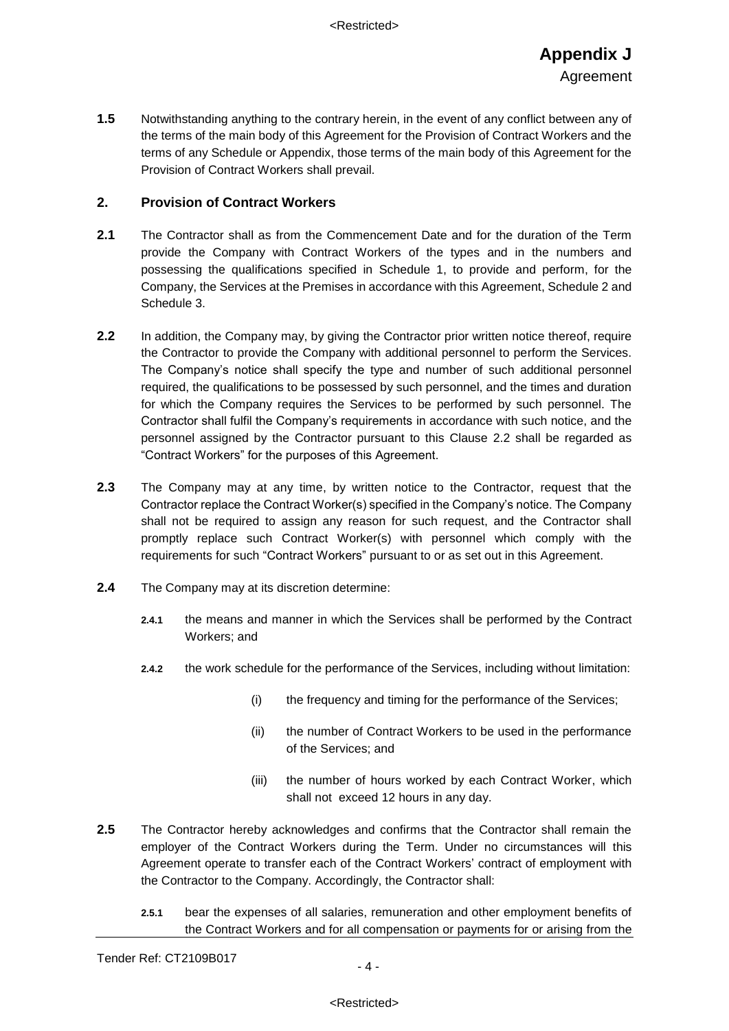**1.5** Notwithstanding anything to the contrary herein, in the event of any conflict between any of the terms of the main body of this Agreement for the Provision of Contract Workers and the terms of any Schedule or Appendix, those terms of the main body of this Agreement for the Provision of Contract Workers shall prevail.

## 2. Provision of Contract Workers

**2.1** The Contractor shall as from the Commencement Date and for the duration of the Term provide the Company with Contract Workers of the types and in the numbers and possessing the qualifications specified in Schedule 1, to provide and perform, for the Company, the Services at the Premises in accordance with this Agreement, Schedule 2 and Schedule 3.

**2.2** In addition, the Company may, by giving the Contractor prior written notice thereof, require the Contractor to provide the Company with additional personnel to perform the Services. The Company's notice shall specify the type and number of such additional personnel required, the qualifications to be possessed by such personnel, and the times and duration for which the Company requires the Services to be performed by such personnel. The Contractor shall fulfil the Company's requirements in accordance with such notice, and the personnel assigned by the Contractor pursuant to this Clause 2.2 shall be regarded as "Contract Workers" for the purposes of this Agreement.

**2.3** The Company may at any time, by written notice to the Contractor, request that the Contractor replace the Contract Worker(s) specified in the Company's notice. The Company shall not be required to assign any reason for such request, and the Contractor shall promptly replace such Contract Worker(s) with personnel which comply with the requirements for such "Contract Workers" pursuant to or as set out in this Agreement.

**2.4** The Company may at its discretion determine:

**2.4.1** the means and manner in which the Services shall be performed by the Contract Workers; and

**2.4.2** the work schedule for the performance of the Services, including without limitation:

(i) the frequency and timing for the performance of the Services;

(ii) the number of Contract Workers to be used in the performance of the Services; and

(iii) the number of hours worked by each Contract Worker, which shall not exceed 12 hours in any day.

**2.5** The Contractor hereby acknowledges and confirms that the Contractor shall remain the employer of the Contract Workers during the Term. Under no circumstances will this Agreement operate to transfer each of the Contract Workers' contract of employment with the Contractor to the Company. Accordingly, the Contractor shall:

**2.5.1** bear the expenses of all salaries, remuneration and other employment benefits of the Contract Workers and for all compensation or payments for or arising from the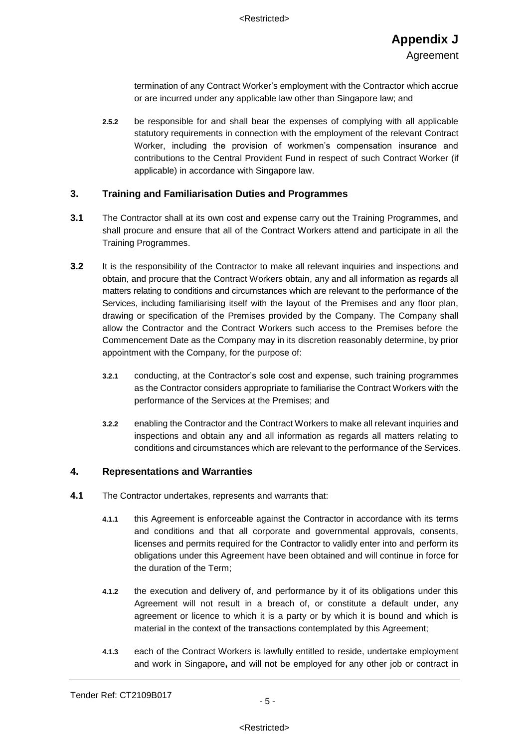termination of any Contract Worker's employment with the Contractor which accrue or are incurred under any applicable law other than Singapore law; and

**2.5.2** be responsible for and shall bear the expenses of complying with all applicable statutory requirements in connection with the employment of the relevant Contract Worker, including the provision of workmen's compensation insurance and contributions to the Central Provident Fund in respect of such Contract Worker (if applicable) in accordance with Singapore law.

## 3. Training and Familiarisation Duties and Programmes

**3.1** The Contractor shall at its own cost and expense carry out the Training Programmes, and shall procure and ensure that all of the Contract Workers attend and participate in all the Training Programmes.

**3.2** It is the responsibility of the Contractor to make all relevant inquiries and inspections and obtain, and procure that the Contract Workers obtain, any and all information as regards all matters relating to conditions and circumstances which are relevant to the performance of the Services, including familiarising itself with the layout of the Premises and any floor plan, drawing or specification of the Premises provided by the Company. The Company shall allow the Contractor and the Contract Workers such access to the Premises before the Commencement Date as the Company may in its discretion reasonably determine, by prior appointment with the Company, for the purpose of:

**3.2.1** conducting, at the Contractor's sole cost and expense, such training programmes as the Contractor considers appropriate to familiarise the Contract Workers with the performance of the Services at the Premises; and

**3.2.2** enabling the Contractor and the Contract Workers to make all relevant inquiries and inspections and obtain any and all information as regards all matters relating to conditions and circumstances which are relevant to the performance of the Services.

## 4. Representations and Warranties

**4.1** The Contractor undertakes, represents and warrants that:

**4.1.1** this Agreement is enforceable against the Contractor in accordance with its terms and conditions and that all corporate and governmental approvals, consents, licenses and permits required for the Contractor to validly enter into and perform its obligations under this Agreement have been obtained and will continue in force for the duration of the Term;

**4.1.2** the execution and delivery of, and performance by it of its obligations under this Agreement will not result in a breach of, or constitute a default under, any agreement or licence to which it is a party or by which it is bound and which is material in the context of the transactions contemplated by this Agreement;

**4.1.3** each of the Contract Workers is lawfully entitled to reside, undertake employment and work in Singapore**,** and will not be employed for any other job or contract in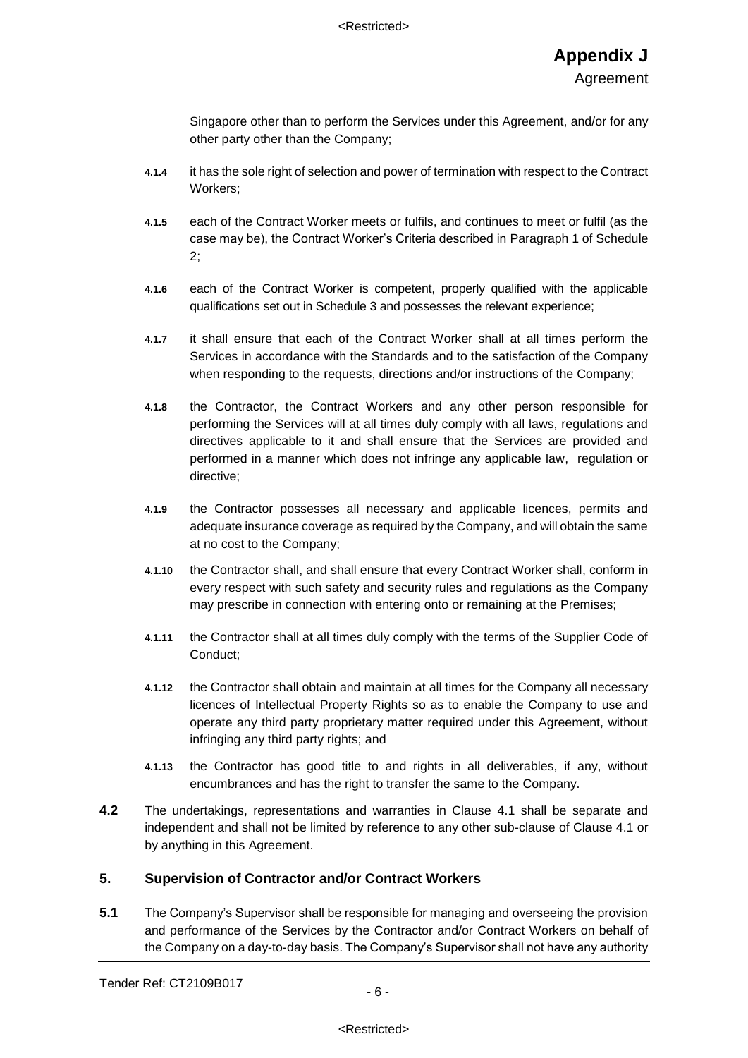Singapore other than to perform the Services under this Agreement, and/or for any other party other than the Company;

**4.1.4** it has the sole right of selection and power of termination with respect to the Contract Workers;

**4.1.5** each of the Contract Worker meets or fulfils, and continues to meet or fulfil (as the case may be), the Contract Worker's Criteria described in Paragraph 1 of Schedule 2;

**4.1.6** each of the Contract Worker is competent, properly qualified with the applicable qualifications set out in Schedule 3 and possesses the relevant experience;

**4.1.7** it shall ensure that each of the Contract Worker shall at all times perform the Services in accordance with the Standards and to the satisfaction of the Company when responding to the requests, directions and/or instructions of the Company;

**4.1.8** the Contractor, the Contract Workers and any other person responsible for performing the Services will at all times duly comply with all laws, regulations and directives applicable to it and shall ensure that the Services are provided and performed in a manner which does not infringe any applicable law, regulation or directive;

**4.1.9** the Contractor possesses all necessary and applicable licences, permits and adequate insurance coverage as required by the Company, and will obtain the same at no cost to the Company;

**4.1.10** the Contractor shall, and shall ensure that every Contract Worker shall, conform in every respect with such safety and security rules and regulations as the Company may prescribe in connection with entering onto or remaining at the Premises;

**4.1.11** the Contractor shall at all times duly comply with the terms of the Supplier Code of Conduct;

**4.1.12** the Contractor shall obtain and maintain at all times for the Company all necessary licences of Intellectual Property Rights so as to enable the Company to use and operate any third party proprietary matter required under this Agreement, without infringing any third party rights; and

**4.1.13** the Contractor has good title to and rights in all deliverables, if any, without encumbrances and has the right to transfer the same to the Company.

**4.2** The undertakings, representations and warranties in Clause 4.1 shall be separate and independent and shall not be limited by reference to any other sub-clause of Clause 4.1 or by anything in this Agreement.

## 5. Supervision of Contractor and/or Contract Workers

**5.1** The Company's Supervisor shall be responsible for managing and overseeing the provision and performance of the Services by the Contractor and/or Contract Workers on behalf of the Company on a day-to-day basis. The Company's Supervisor shall not have any authority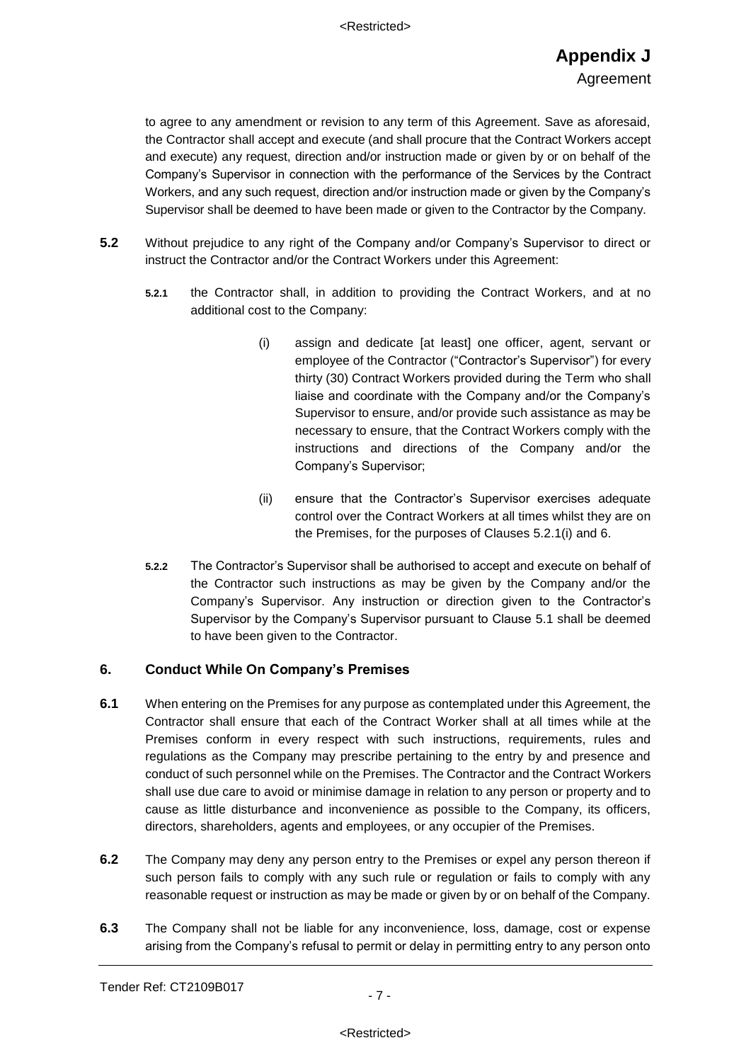to agree to any amendment or revision to any term of this Agreement. Save as aforesaid, the Contractor shall accept and execute (and shall procure that the Contract Workers accept and execute) any request, direction and/or instruction made or given by or on behalf of the Company's Supervisor in connection with the performance of the Services by the Contract Workers, and any such request, direction and/or instruction made or given by the Company's Supervisor shall be deemed to have been made or given to the Contractor by the Company.

**5.2** Without prejudice to any right of the Company and/or Company's Supervisor to direct or instruct the Contractor and/or the Contract Workers under this Agreement:

**5.2.1** the Contractor shall, in addition to providing the Contract Workers, and at no additional cost to the Company:

(i) assign and dedicate [at least] one officer, agent, servant or employee of the Contractor ("Contractor's Supervisor") for every thirty (30) Contract Workers provided during the Term who shall liaise and coordinate with the Company and/or the Company's Supervisor to ensure, and/or provide such assistance as may be necessary to ensure, that the Contract Workers comply with the instructions and directions of the Company and/or the Company's Supervisor;

(ii) ensure that the Contractor's Supervisor exercises adequate control over the Contract Workers at all times whilst they are on the Premises, for the purposes of Clauses 5.2.1(i) and 6.

**5.2.2** The Contractor's Supervisor shall be authorised to accept and execute on behalf of the Contractor such instructions as may be given by the Company and/or the Company's Supervisor. Any instruction or direction given to the Contractor's Supervisor by the Company's Supervisor pursuant to Clause 5.1 shall be deemed to have been given to the Contractor.

## 6. Conduct While On Company's Premises

**6.1** When entering on the Premises for any purpose as contemplated under this Agreement, the Contractor shall ensure that each of the Contract Worker shall at all times while at the Premises conform in every respect with such instructions, requirements, rules and regulations as the Company may prescribe pertaining to the entry by and presence and conduct of such personnel while on the Premises. The Contractor and the Contract Workers shall use due care to avoid or minimise damage in relation to any person or property and to cause as little disturbance and inconvenience as possible to the Company, its officers, directors, shareholders, agents and employees, or any occupier of the Premises.

**6.2** The Company may deny any person entry to the Premises or expel any person thereon if such person fails to comply with any such rule or regulation or fails to comply with any reasonable request or instruction as may be made or given by or on behalf of the Company.

**6.3** The Company shall not be liable for any inconvenience, loss, damage, cost or expense arising from the Company's refusal to permit or delay in permitting entry to any person onto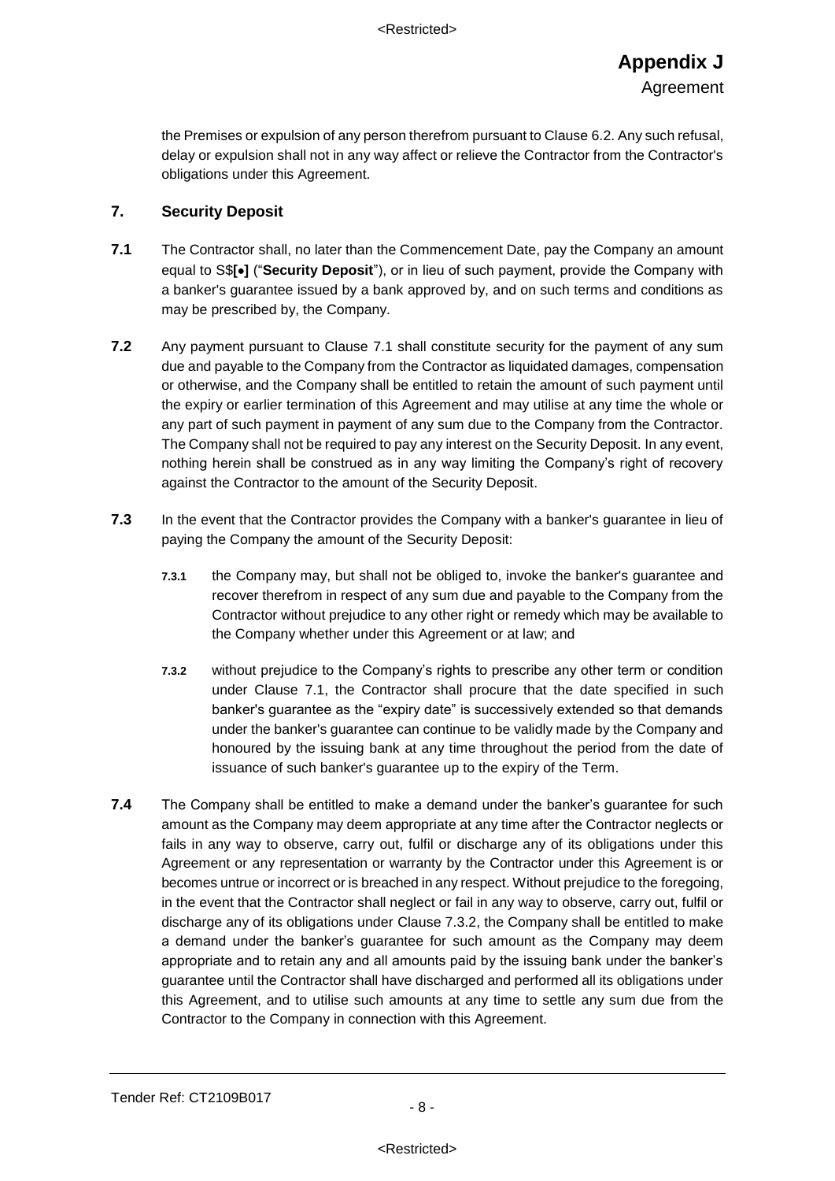the Premises or expulsion of any person therefrom pursuant to Clause 6.2. Any such refusal, delay or expulsion shall not in any way affect or relieve the Contractor from the Contractor's obligations under this Agreement.

## 7. Security Deposit

**7.1** The Contractor shall, no later than the Commencement Date, pay the Company an amount equal to S$**[•]** ("**Security Deposit**"), or in lieu of such payment, provide the Company with a banker's guarantee issued by a bank approved by, and on such terms and conditions as may be prescribed by, the Company.

**7.2** Any payment pursuant to Clause 7.1 shall constitute security for the payment of any sum due and payable to the Company from the Contractor as liquidated damages, compensation or otherwise, and the Company shall be entitled to retain the amount of such payment until the expiry or earlier termination of this Agreement and may utilise at any time the whole or any part of such payment in payment of any sum due to the Company from the Contractor. The Company shall not be required to pay any interest on the Security Deposit. In any event, nothing herein shall be construed as in any way limiting the Company's right of recovery against the Contractor to the amount of the Security Deposit.

**7.3** In the event that the Contractor provides the Company with a banker's guarantee in lieu of paying the Company the amount of the Security Deposit:

**7.3.1** the Company may, but shall not be obliged to, invoke the banker's guarantee and recover therefrom in respect of any sum due and payable to the Company from the Contractor without prejudice to any other right or remedy which may be available to the Company whether under this Agreement or at law; and

**7.3.2** without prejudice to the Company's rights to prescribe any other term or condition under Clause 7.1, the Contractor shall procure that the date specified in such banker's guarantee as the "expiry date" is successively extended so that demands under the banker's guarantee can continue to be validly made by the Company and honoured by the issuing bank at any time throughout the period from the date of issuance of such banker's guarantee up to the expiry of the Term.

**7.4** The Company shall be entitled to make a demand under the banker's guarantee for such amount as the Company may deem appropriate at any time after the Contractor neglects or fails in any way to observe, carry out, fulfil or discharge any of its obligations under this Agreement or any representation or warranty by the Contractor under this Agreement is or becomes untrue or incorrect or is breached in any respect. Without prejudice to the foregoing, in the event that the Contractor shall neglect or fail in any way to observe, carry out, fulfil or discharge any of its obligations under Clause 7.3.2, the Company shall be entitled to make a demand under the banker's guarantee for such amount as the Company may deem appropriate and to retain any and all amounts paid by the issuing bank under the banker's guarantee until the Contractor shall have discharged and performed all its obligations under this Agreement, and to utilise such amounts at any time to settle any sum due from the Contractor to the Company in connection with this Agreement.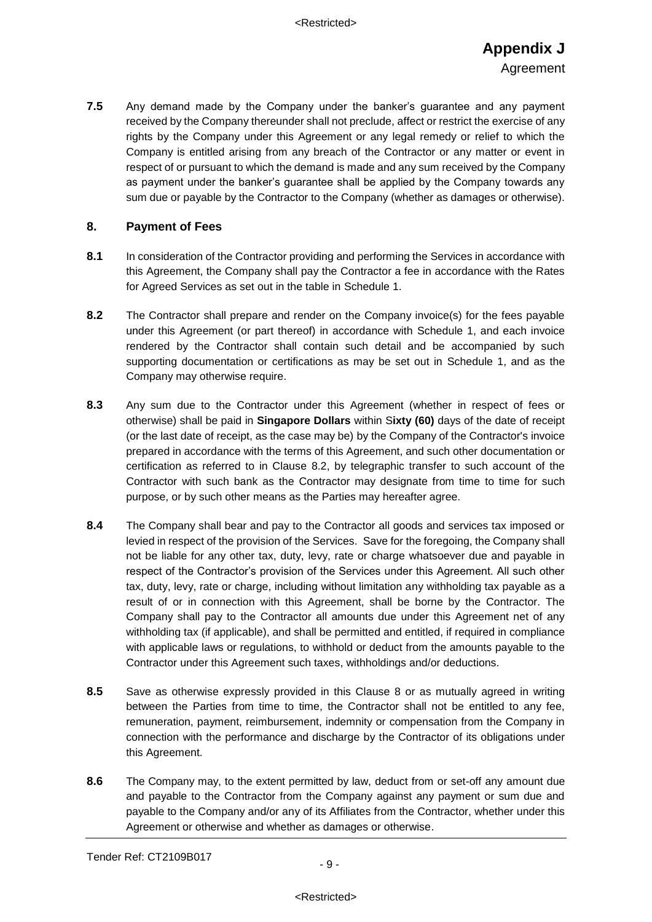**7.5** Any demand made by the Company under the banker's guarantee and any payment received by the Company thereunder shall not preclude, affect or restrict the exercise of any rights by the Company under this Agreement or any legal remedy or relief to which the Company is entitled arising from any breach of the Contractor or any matter or event in respect of or pursuant to which the demand is made and any sum received by the Company as payment under the banker's guarantee shall be applied by the Company towards any sum due or payable by the Contractor to the Company (whether as damages or otherwise).

## 8. Payment of Fees

**8.1** In consideration of the Contractor providing and performing the Services in accordance with this Agreement, the Company shall pay the Contractor a fee in accordance with the Rates for Agreed Services as set out in the table in Schedule 1.

**8.2** The Contractor shall prepare and render on the Company invoice(s) for the fees payable under this Agreement (or part thereof) in accordance with Schedule 1, and each invoice rendered by the Contractor shall contain such detail and be accompanied by such supporting documentation or certifications as may be set out in Schedule 1, and as the Company may otherwise require.

**8.3** Any sum due to the Contractor under this Agreement (whether in respect of fees or otherwise) shall be paid in **Singapore Dollars** within S**ixty (60)** days of the date of receipt (or the last date of receipt, as the case may be) by the Company of the Contractor's invoice prepared in accordance with the terms of this Agreement, and such other documentation or certification as referred to in Clause 8.2, by telegraphic transfer to such account of the Contractor with such bank as the Contractor may designate from time to time for such purpose, or by such other means as the Parties may hereafter agree.

**8.4** The Company shall bear and pay to the Contractor all goods and services tax imposed or levied in respect of the provision of the Services. Save for the foregoing, the Company shall not be liable for any other tax, duty, levy, rate or charge whatsoever due and payable in respect of the Contractor's provision of the Services under this Agreement. All such other tax, duty, levy, rate or charge, including without limitation any withholding tax payable as a result of or in connection with this Agreement, shall be borne by the Contractor. The Company shall pay to the Contractor all amounts due under this Agreement net of any withholding tax (if applicable), and shall be permitted and entitled, if required in compliance with applicable laws or regulations, to withhold or deduct from the amounts payable to the Contractor under this Agreement such taxes, withholdings and/or deductions.

**8.5** Save as otherwise expressly provided in this Clause 8 or as mutually agreed in writing between the Parties from time to time, the Contractor shall not be entitled to any fee, remuneration, payment, reimbursement, indemnity or compensation from the Company in connection with the performance and discharge by the Contractor of its obligations under this Agreement.

**8.6** The Company may, to the extent permitted by law, deduct from or set-off any amount due and payable to the Contractor from the Company against any payment or sum due and payable to the Company and/or any of its Affiliates from the Contractor, whether under this Agreement or otherwise and whether as damages or otherwise.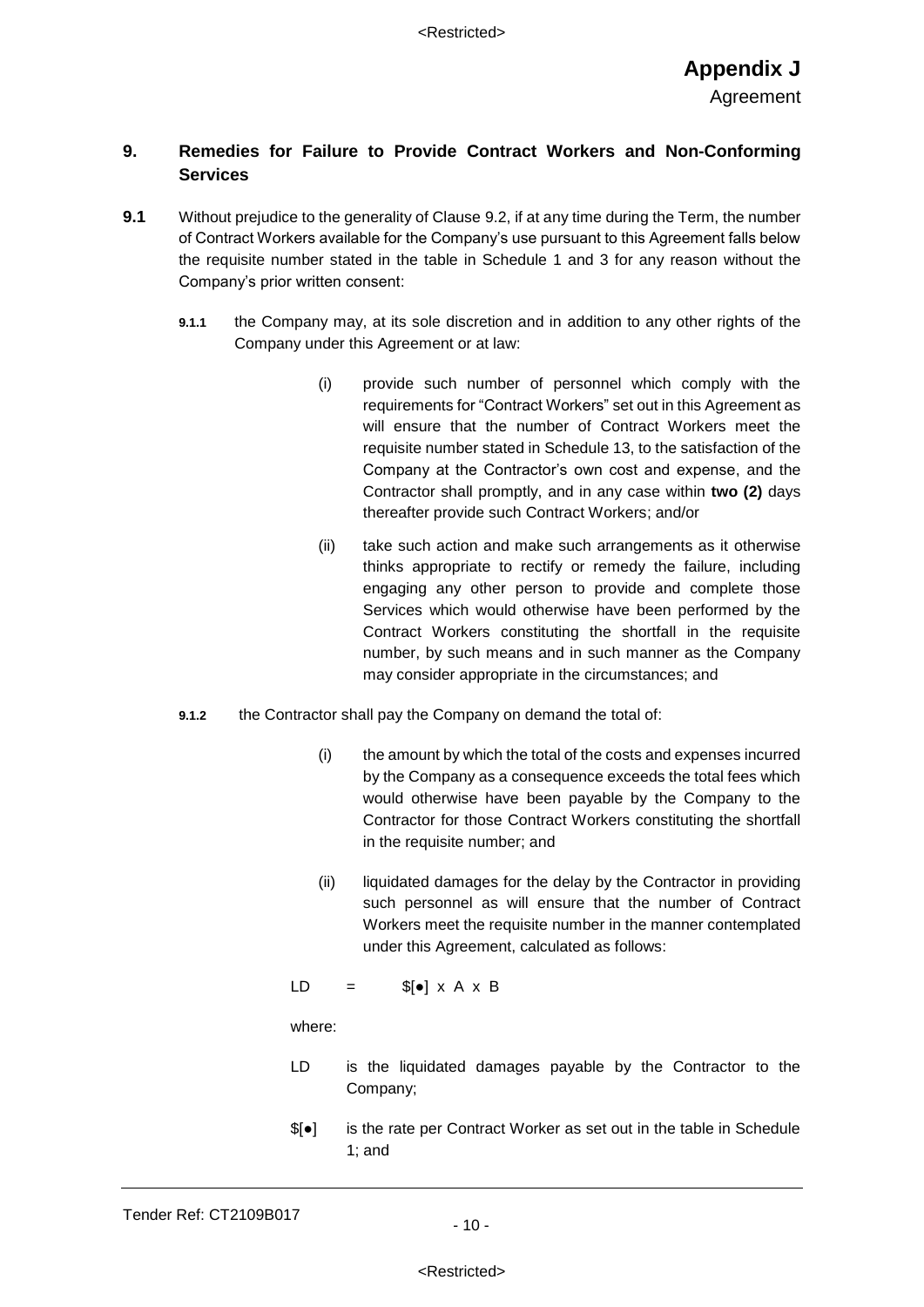## 9. Remedies for Failure to Provide Contract Workers and Non-Conforming Services

**9.1** Without prejudice to the generality of Clause 9.2, if at any time during the Term, the number of Contract Workers available for the Company's use pursuant to this Agreement falls below the requisite number stated in the table in Schedule 1 and 3 for any reason without the Company's prior written consent:

**9.1.1** the Company may, at its sole discretion and in addition to any other rights of the Company under this Agreement or at law:

(i) provide such number of personnel which comply with the requirements for "Contract Workers" set out in this Agreement as will ensure that the number of Contract Workers meet the requisite number stated in Schedule 13, to the satisfaction of the Company at the Contractor's own cost and expense, and the Contractor shall promptly, and in any case within **two (2)** days thereafter provide such Contract Workers; and/or

(ii) take such action and make such arrangements as it otherwise thinks appropriate to rectify or remedy the failure, including engaging any other person to provide and complete those Services which would otherwise have been performed by the Contract Workers constituting the shortfall in the requisite number, by such means and in such manner as the Company may consider appropriate in the circumstances; and

**9.1.2** the Contractor shall pay the Company on demand the total of:

(i) the amount by which the total of the costs and expenses incurred by the Company as a consequence exceeds the total fees which would otherwise have been payable by the Company to the Contractor for those Contract Workers constituting the shortfall in the requisite number; and

(ii) liquidated damages for the delay by the Contractor in providing such personnel as will ensure that the number of Contract Workers meet the requisite number in the manner contemplated under this Agreement, calculated as follows:

LD = $[●] x A x B

where:

LD is the liquidated damages payable by the Contractor to the Company;

$[●] is the rate per Contract Worker as set out in the table in Schedule 1; and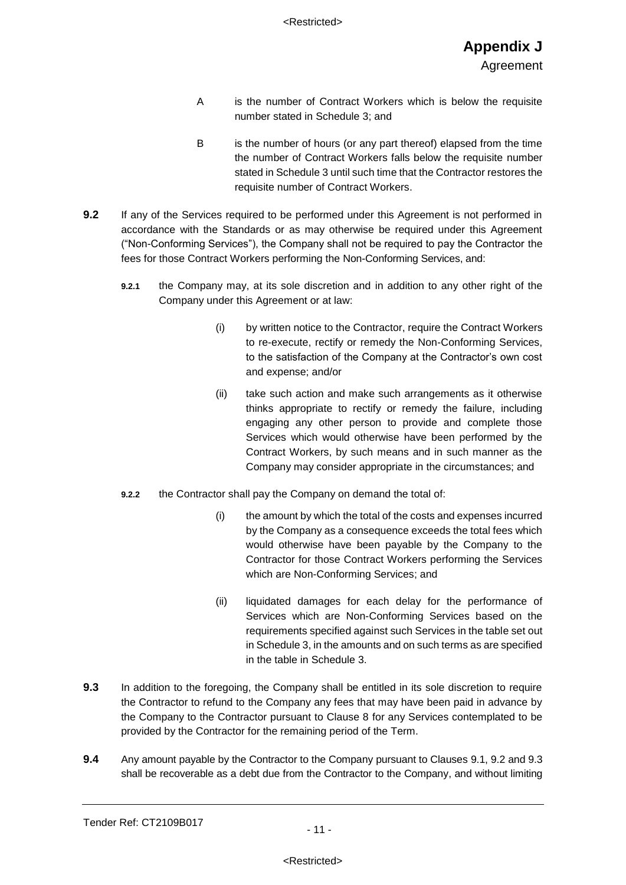A is the number of Contract Workers which is below the requisite number stated in Schedule 3; and

B is the number of hours (or any part thereof) elapsed from the time the number of Contract Workers falls below the requisite number stated in Schedule 3 until such time that the Contractor restores the requisite number of Contract Workers.

**9.2** If any of the Services required to be performed under this Agreement is not performed in accordance with the Standards or as may otherwise be required under this Agreement ("Non-Conforming Services"), the Company shall not be required to pay the Contractor the fees for those Contract Workers performing the Non-Conforming Services, and:

**9.2.1** the Company may, at its sole discretion and in addition to any other right of the Company under this Agreement or at law:

(i) by written notice to the Contractor, require the Contract Workers to re-execute, rectify or remedy the Non-Conforming Services, to the satisfaction of the Company at the Contractor's own cost and expense; and/or

(ii) take such action and make such arrangements as it otherwise thinks appropriate to rectify or remedy the failure, including engaging any other person to provide and complete those Services which would otherwise have been performed by the Contract Workers, by such means and in such manner as the Company may consider appropriate in the circumstances; and

**9.2.2** the Contractor shall pay the Company on demand the total of:

(i) the amount by which the total of the costs and expenses incurred by the Company as a consequence exceeds the total fees which would otherwise have been payable by the Company to the Contractor for those Contract Workers performing the Services which are Non-Conforming Services; and

(ii) liquidated damages for each delay for the performance of Services which are Non-Conforming Services based on the requirements specified against such Services in the table set out in Schedule 3, in the amounts and on such terms as are specified in the table in Schedule 3.

**9.3** In addition to the foregoing, the Company shall be entitled in its sole discretion to require the Contractor to refund to the Company any fees that may have been paid in advance by the Company to the Contractor pursuant to Clause 8 for any Services contemplated to be provided by the Contractor for the remaining period of the Term.

**9.4** Any amount payable by the Contractor to the Company pursuant to Clauses 9.1, 9.2 and 9.3 shall be recoverable as a debt due from the Contractor to the Company, and without limiting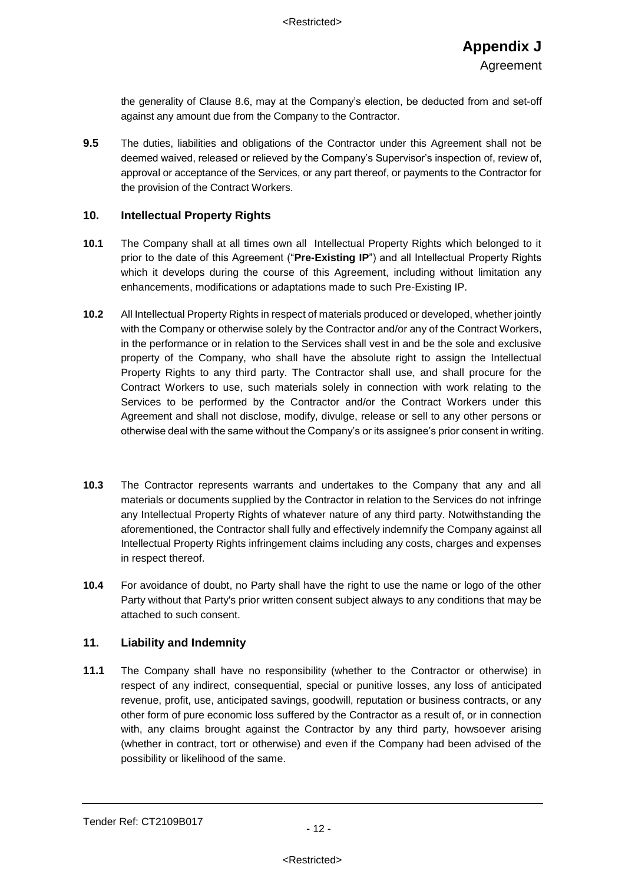the generality of Clause 8.6, may at the Company's election, be deducted from and set-off against any amount due from the Company to the Contractor.

**9.5** The duties, liabilities and obligations of the Contractor under this Agreement shall not be deemed waived, released or relieved by the Company's Supervisor's inspection of, review of, approval or acceptance of the Services, or any part thereof, or payments to the Contractor for the provision of the Contract Workers.

## 10. Intellectual Property Rights

**10.1** The Company shall at all times own all Intellectual Property Rights which belonged to it prior to the date of this Agreement ("**Pre-Existing IP**") and all Intellectual Property Rights which it develops during the course of this Agreement, including without limitation any enhancements, modifications or adaptations made to such Pre-Existing IP.

**10.2** All Intellectual Property Rights in respect of materials produced or developed, whether jointly with the Company or otherwise solely by the Contractor and/or any of the Contract Workers, in the performance or in relation to the Services shall vest in and be the sole and exclusive property of the Company, who shall have the absolute right to assign the Intellectual Property Rights to any third party. The Contractor shall use, and shall procure for the Contract Workers to use, such materials solely in connection with work relating to the Services to be performed by the Contractor and/or the Contract Workers under this Agreement and shall not disclose, modify, divulge, release or sell to any other persons or otherwise deal with the same without the Company's or its assignee's prior consent in writing.

**10.3** The Contractor represents warrants and undertakes to the Company that any and all materials or documents supplied by the Contractor in relation to the Services do not infringe any Intellectual Property Rights of whatever nature of any third party. Notwithstanding the aforementioned, the Contractor shall fully and effectively indemnify the Company against all Intellectual Property Rights infringement claims including any costs, charges and expenses in respect thereof.

**10.4** For avoidance of doubt, no Party shall have the right to use the name or logo of the other Party without that Party's prior written consent subject always to any conditions that may be attached to such consent.

## 11. Liability and Indemnity

**11.1** The Company shall have no responsibility (whether to the Contractor or otherwise) in respect of any indirect, consequential, special or punitive losses, any loss of anticipated revenue, profit, use, anticipated savings, goodwill, reputation or business contracts, or any other form of pure economic loss suffered by the Contractor as a result of, or in connection with, any claims brought against the Contractor by any third party, howsoever arising (whether in contract, tort or otherwise) and even if the Company had been advised of the possibility or likelihood of the same.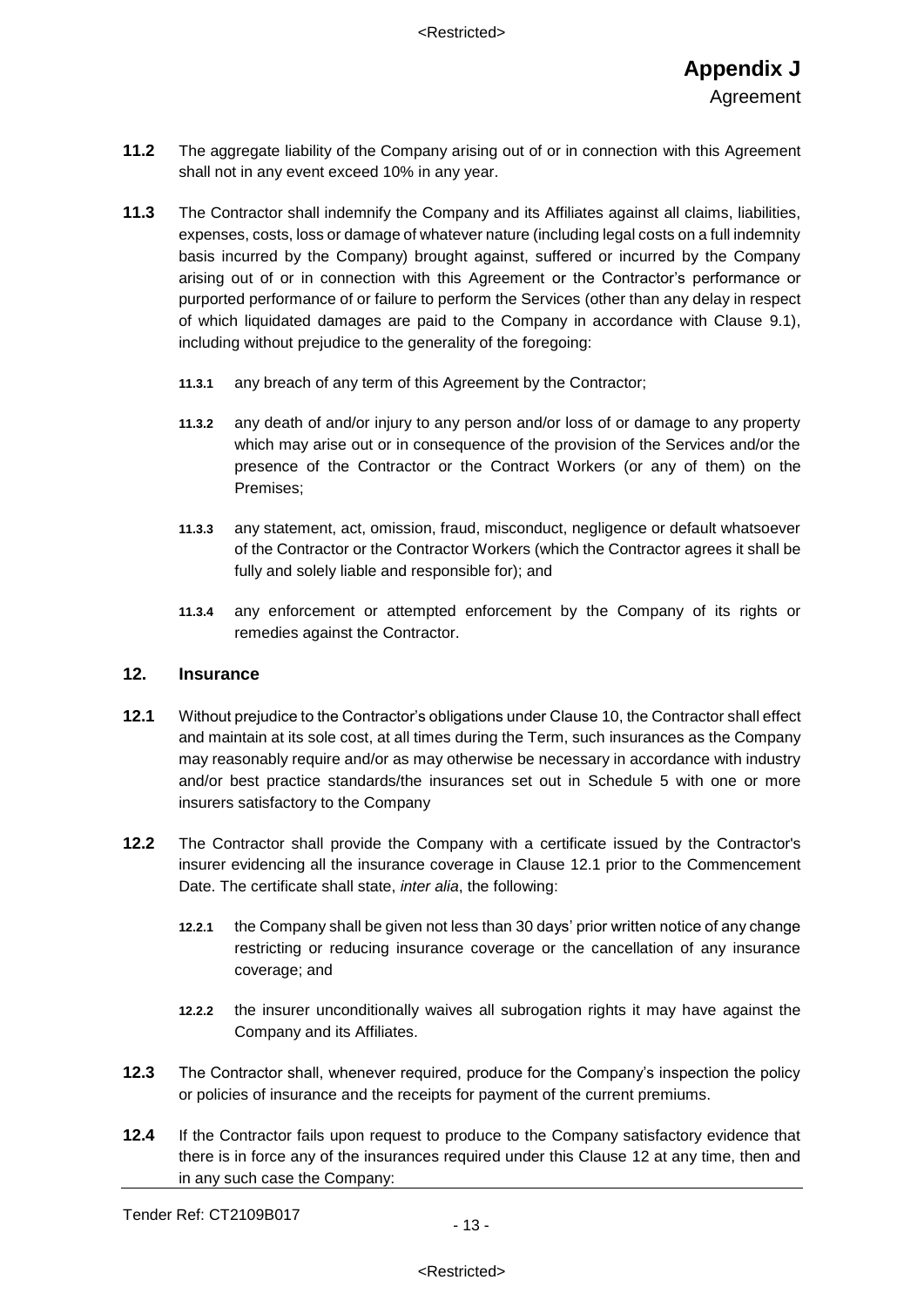**11.2** The aggregate liability of the Company arising out of or in connection with this Agreement shall not in any event exceed 10% in any year.

**11.3** The Contractor shall indemnify the Company and its Affiliates against all claims, liabilities, expenses, costs, loss or damage of whatever nature (including legal costs on a full indemnity basis incurred by the Company) brought against, suffered or incurred by the Company arising out of or in connection with this Agreement or the Contractor's performance or purported performance of or failure to perform the Services (other than any delay in respect of which liquidated damages are paid to the Company in accordance with Clause 9.1), including without prejudice to the generality of the foregoing:

- **11.3.1** any breach of any term of this Agreement by the Contractor;
- **11.3.2** any death of and/or injury to any person and/or loss of or damage to any property which may arise out or in consequence of the provision of the Services and/or the presence of the Contractor or the Contract Workers (or any of them) on the Premises;
- **11.3.3** any statement, act, omission, fraud, misconduct, negligence or default whatsoever of the Contractor or the Contractor Workers (which the Contractor agrees it shall be fully and solely liable and responsible for); and
- **11.3.4** any enforcement or attempted enforcement by the Company of its rights or remedies against the Contractor.

## 12. Insurance

**12.1** Without prejudice to the Contractor's obligations under Clause 10, the Contractor shall effect and maintain at its sole cost, at all times during the Term, such insurances as the Company may reasonably require and/or as may otherwise be necessary in accordance with industry and/or best practice standards/the insurances set out in Schedule 5 with one or more insurers satisfactory to the Company

**12.2** The Contractor shall provide the Company with a certificate issued by the Contractor's insurer evidencing all the insurance coverage in Clause 12.1 prior to the Commencement Date. The certificate shall state, *inter alia*, the following:

- **12.2.1** the Company shall be given not less than 30 days' prior written notice of any change restricting or reducing insurance coverage or the cancellation of any insurance coverage; and
- **12.2.2** the insurer unconditionally waives all subrogation rights it may have against the Company and its Affiliates.

**12.3** The Contractor shall, whenever required, produce for the Company's inspection the policy or policies of insurance and the receipts for payment of the current premiums.

**12.4** If the Contractor fails upon request to produce to the Company satisfactory evidence that there is in force any of the insurances required under this Clause 12 at any time, then and in any such case the Company: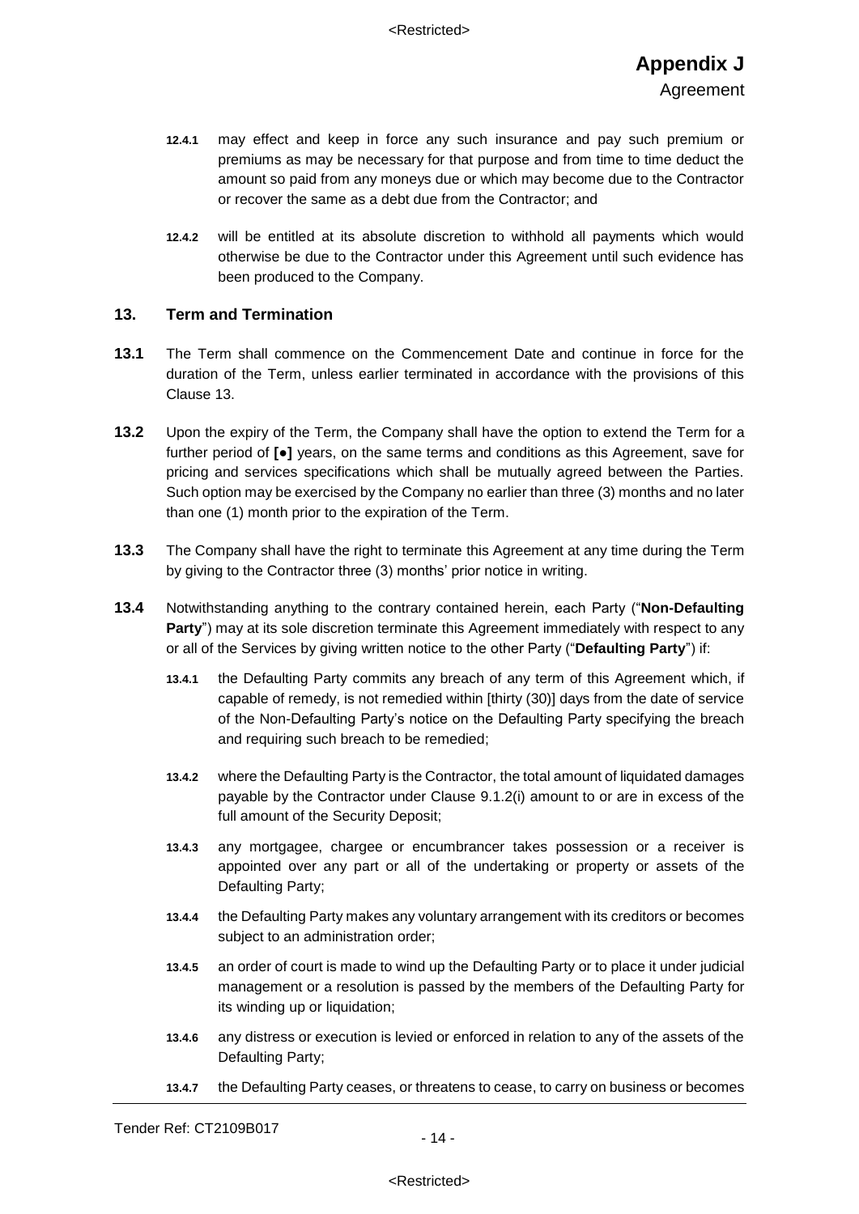**12.4.1** may effect and keep in force any such insurance and pay such premium or premiums as may be necessary for that purpose and from time to time deduct the amount so paid from any moneys due or which may become due to the Contractor or recover the same as a debt due from the Contractor; and

**12.4.2** will be entitled at its absolute discretion to withhold all payments which would otherwise be due to the Contractor under this Agreement until such evidence has been produced to the Company.

## 13. Term and Termination

**13.1** The Term shall commence on the Commencement Date and continue in force for the duration of the Term, unless earlier terminated in accordance with the provisions of this Clause 13.

**13.2** Upon the expiry of the Term, the Company shall have the option to extend the Term for a further period of **[●]** years, on the same terms and conditions as this Agreement, save for pricing and services specifications which shall be mutually agreed between the Parties. Such option may be exercised by the Company no earlier than three (3) months and no later than one (1) month prior to the expiration of the Term.

**13.3** The Company shall have the right to terminate this Agreement at any time during the Term by giving to the Contractor three (3) months' prior notice in writing.

**13.4** Notwithstanding anything to the contrary contained herein, each Party ("**Non-Defaulting Party**") may at its sole discretion terminate this Agreement immediately with respect to any or all of the Services by giving written notice to the other Party ("**Defaulting Party**") if:

**13.4.1** the Defaulting Party commits any breach of any term of this Agreement which, if capable of remedy, is not remedied within [thirty (30)] days from the date of service of the Non-Defaulting Party's notice on the Defaulting Party specifying the breach and requiring such breach to be remedied;

**13.4.2** where the Defaulting Party is the Contractor, the total amount of liquidated damages payable by the Contractor under Clause 9.1.2(i) amount to or are in excess of the full amount of the Security Deposit;

**13.4.3** any mortgagee, chargee or encumbrancer takes possession or a receiver is appointed over any part or all of the undertaking or property or assets of the Defaulting Party;

**13.4.4** the Defaulting Party makes any voluntary arrangement with its creditors or becomes subject to an administration order;

**13.4.5** an order of court is made to wind up the Defaulting Party or to place it under judicial management or a resolution is passed by the members of the Defaulting Party for its winding up or liquidation;

**13.4.6** any distress or execution is levied or enforced in relation to any of the assets of the Defaulting Party;

**13.4.7** the Defaulting Party ceases, or threatens to cease, to carry on business or becomes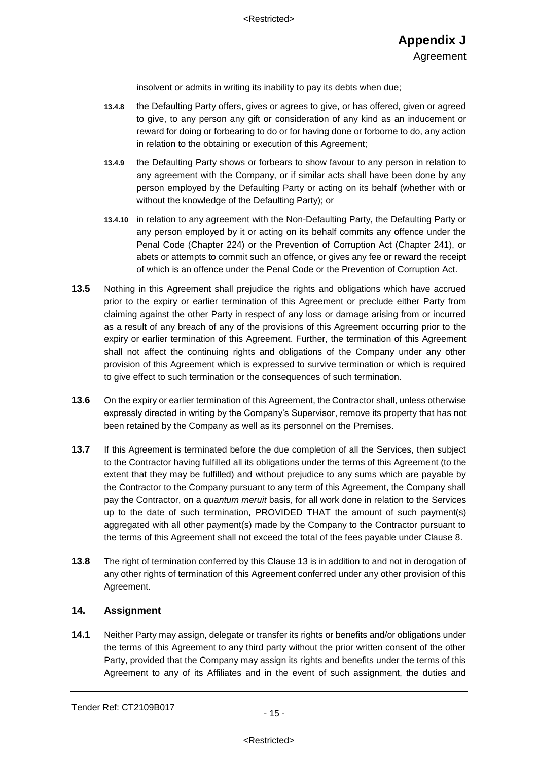insolvent or admits in writing its inability to pay its debts when due;

**13.4.8** the Defaulting Party offers, gives or agrees to give, or has offered, given or agreed to give, to any person any gift or consideration of any kind as an inducement or reward for doing or forbearing to do or for having done or forborne to do, any action in relation to the obtaining or execution of this Agreement;

**13.4.9** the Defaulting Party shows or forbears to show favour to any person in relation to any agreement with the Company, or if similar acts shall have been done by any person employed by the Defaulting Party or acting on its behalf (whether with or without the knowledge of the Defaulting Party); or

**13.4.10** in relation to any agreement with the Non-Defaulting Party, the Defaulting Party or any person employed by it or acting on its behalf commits any offence under the Penal Code (Chapter 224) or the Prevention of Corruption Act (Chapter 241), or abets or attempts to commit such an offence, or gives any fee or reward the receipt of which is an offence under the Penal Code or the Prevention of Corruption Act.

**13.5** Nothing in this Agreement shall prejudice the rights and obligations which have accrued prior to the expiry or earlier termination of this Agreement or preclude either Party from claiming against the other Party in respect of any loss or damage arising from or incurred as a result of any breach of any of the provisions of this Agreement occurring prior to the expiry or earlier termination of this Agreement. Further, the termination of this Agreement shall not affect the continuing rights and obligations of the Company under any other provision of this Agreement which is expressed to survive termination or which is required to give effect to such termination or the consequences of such termination.

**13.6** On the expiry or earlier termination of this Agreement, the Contractor shall, unless otherwise expressly directed in writing by the Company's Supervisor, remove its property that has not been retained by the Company as well as its personnel on the Premises.

**13.7** If this Agreement is terminated before the due completion of all the Services, then subject to the Contractor having fulfilled all its obligations under the terms of this Agreement (to the extent that they may be fulfilled) and without prejudice to any sums which are payable by the Contractor to the Company pursuant to any term of this Agreement, the Company shall pay the Contractor, on a *quantum meruit* basis, for all work done in relation to the Services up to the date of such termination, PROVIDED THAT the amount of such payment(s) aggregated with all other payment(s) made by the Company to the Contractor pursuant to the terms of this Agreement shall not exceed the total of the fees payable under Clause 8.

**13.8** The right of termination conferred by this Clause 13 is in addition to and not in derogation of any other rights of termination of this Agreement conferred under any other provision of this Agreement.

## 14. Assignment

**14.1** Neither Party may assign, delegate or transfer its rights or benefits and/or obligations under the terms of this Agreement to any third party without the prior written consent of the other Party, provided that the Company may assign its rights and benefits under the terms of this Agreement to any of its Affiliates and in the event of such assignment, the duties and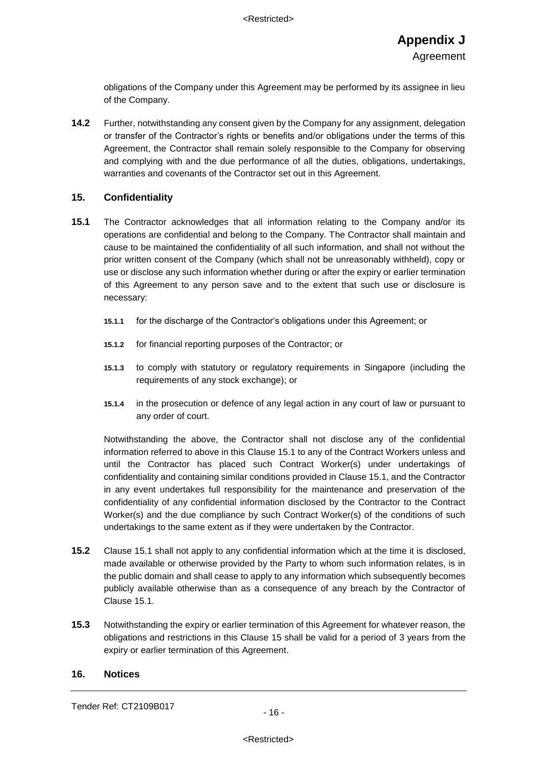obligations of the Company under this Agreement may be performed by its assignee in lieu of the Company.

**14.2** Further, notwithstanding any consent given by the Company for any assignment, delegation or transfer of the Contractor's rights or benefits and/or obligations under the terms of this Agreement, the Contractor shall remain solely responsible to the Company for observing and complying with and the due performance of all the duties, obligations, undertakings, warranties and covenants of the Contractor set out in this Agreement.

## 15. Confidentiality

**15.1** The Contractor acknowledges that all information relating to the Company and/or its operations are confidential and belong to the Company. The Contractor shall maintain and cause to be maintained the confidentiality of all such information, and shall not without the prior written consent of the Company (which shall not be unreasonably withheld), copy or use or disclose any such information whether during or after the expiry or earlier termination of this Agreement to any person save and to the extent that such use or disclosure is necessary:

**15.1.1** for the discharge of the Contractor's obligations under this Agreement; or

**15.1.2** for financial reporting purposes of the Contractor; or

**15.1.3** to comply with statutory or regulatory requirements in Singapore (including the requirements of any stock exchange); or

**15.1.4** in the prosecution or defence of any legal action in any court of law or pursuant to any order of court.

Notwithstanding the above, the Contractor shall not disclose any of the confidential information referred to above in this Clause 15.1 to any of the Contract Workers unless and until the Contractor has placed such Contract Worker(s) under undertakings of confidentiality and containing similar conditions provided in Clause 15.1, and the Contractor in any event undertakes full responsibility for the maintenance and preservation of the confidentiality of any confidential information disclosed by the Contractor to the Contract Worker(s) and the due compliance by such Contract Worker(s) of the conditions of such undertakings to the same extent as if they were undertaken by the Contractor.

**15.2** Clause 15.1 shall not apply to any confidential information which at the time it is disclosed, made available or otherwise provided by the Party to whom such information relates, is in the public domain and shall cease to apply to any information which subsequently becomes publicly available otherwise than as a consequence of any breach by the Contractor of Clause 15.1.

**15.3** Notwithstanding the expiry or earlier termination of this Agreement for whatever reason, the obligations and restrictions in this Clause 15 shall be valid for a period of 3 years from the expiry or earlier termination of this Agreement.

## 16. Notices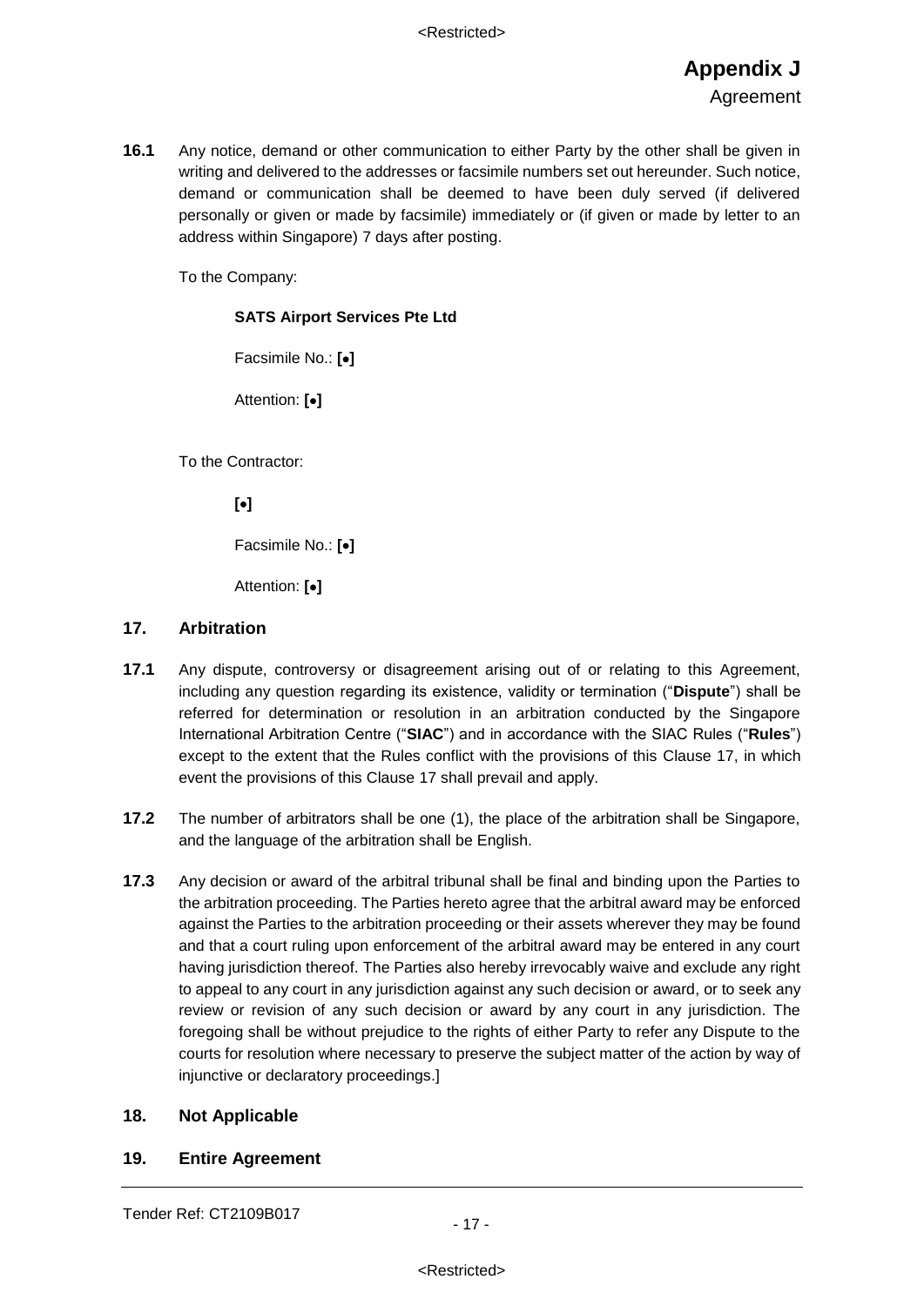**16.1** Any notice, demand or other communication to either Party by the other shall be given in writing and delivered to the addresses or facsimile numbers set out hereunder. Such notice, demand or communication shall be deemed to have been duly served (if delivered personally or given or made by facsimile) immediately or (if given or made by letter to an address within Singapore) 7 days after posting.

To the Company:

**SATS Airport Services Pte Ltd**

Facsimile No.: **[•]**

Attention: **[•]**

To the Contractor:

**[•]**

Facsimile No.: **[•]**

Attention: **[•]**

## 17. Arbitration

**17.1** Any dispute, controversy or disagreement arising out of or relating to this Agreement, including any question regarding its existence, validity or termination ("**Dispute**") shall be referred for determination or resolution in an arbitration conducted by the Singapore International Arbitration Centre ("**SIAC**") and in accordance with the SIAC Rules ("**Rules**") except to the extent that the Rules conflict with the provisions of this Clause 17, in which event the provisions of this Clause 17 shall prevail and apply.

**17.2** The number of arbitrators shall be one (1), the place of the arbitration shall be Singapore, and the language of the arbitration shall be English.

**17.3** Any decision or award of the arbitral tribunal shall be final and binding upon the Parties to the arbitration proceeding. The Parties hereto agree that the arbitral award may be enforced against the Parties to the arbitration proceeding or their assets wherever they may be found and that a court ruling upon enforcement of the arbitral award may be entered in any court having jurisdiction thereof. The Parties also hereby irrevocably waive and exclude any right to appeal to any court in any jurisdiction against any such decision or award, or to seek any review or revision of any such decision or award by any court in any jurisdiction. The foregoing shall be without prejudice to the rights of either Party to refer any Dispute to the courts for resolution where necessary to preserve the subject matter of the action by way of injunctive or declaratory proceedings.]

## 18. Not Applicable

## 19. Entire Agreement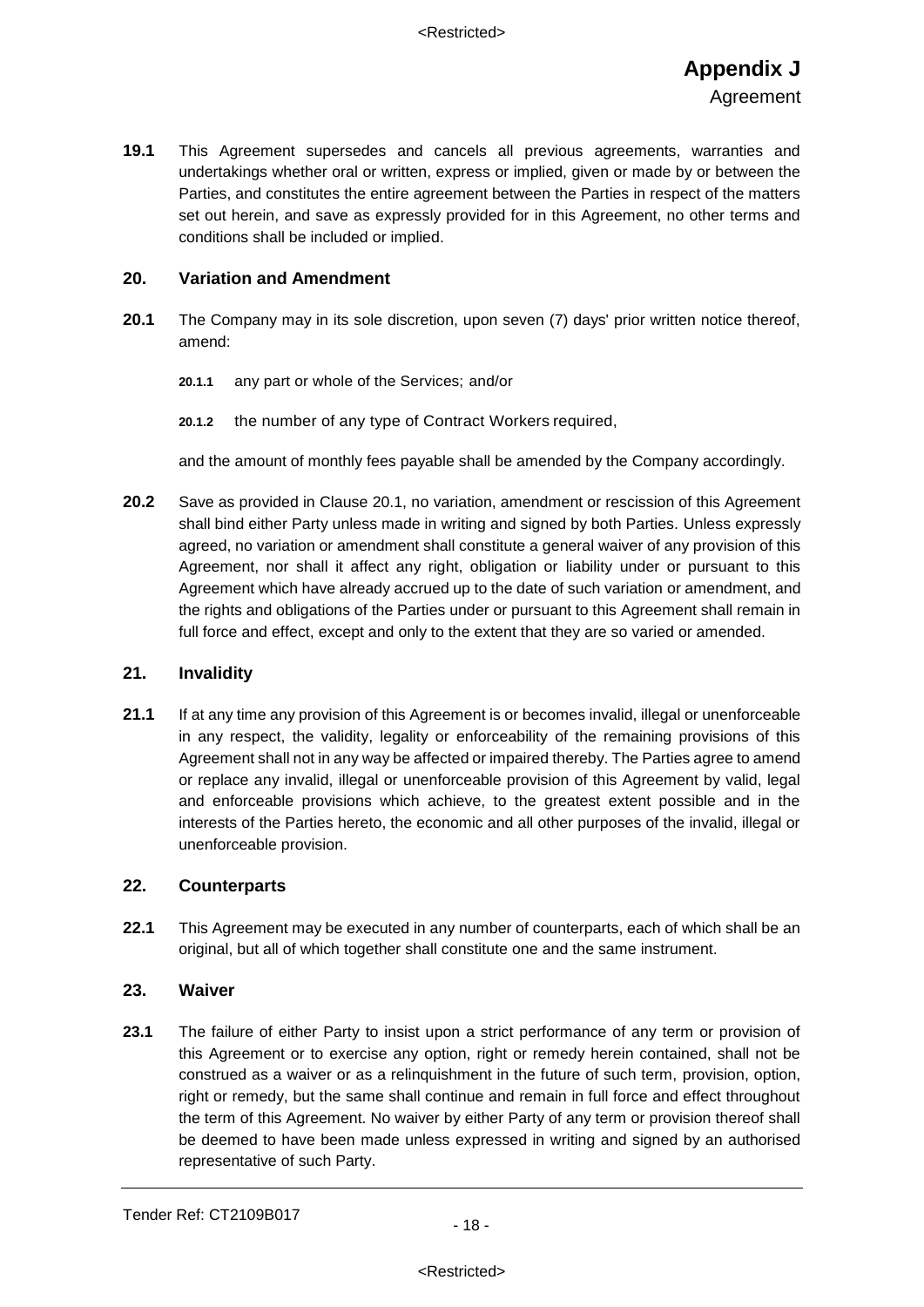**19.1** This Agreement supersedes and cancels all previous agreements, warranties and undertakings whether oral or written, express or implied, given or made by or between the Parties, and constitutes the entire agreement between the Parties in respect of the matters set out herein, and save as expressly provided for in this Agreement, no other terms and conditions shall be included or implied.

## 20. Variation and Amendment

**20.1** The Company may in its sole discretion, upon seven (7) days' prior written notice thereof, amend:

**20.1.1** any part or whole of the Services; and/or

**20.1.2** the number of any type of Contract Workers required,

and the amount of monthly fees payable shall be amended by the Company accordingly.

**20.2** Save as provided in Clause 20.1, no variation, amendment or rescission of this Agreement shall bind either Party unless made in writing and signed by both Parties. Unless expressly agreed, no variation or amendment shall constitute a general waiver of any provision of this Agreement, nor shall it affect any right, obligation or liability under or pursuant to this Agreement which have already accrued up to the date of such variation or amendment, and the rights and obligations of the Parties under or pursuant to this Agreement shall remain in full force and effect, except and only to the extent that they are so varied or amended.

## 21. Invalidity

**21.1** If at any time any provision of this Agreement is or becomes invalid, illegal or unenforceable in any respect, the validity, legality or enforceability of the remaining provisions of this Agreement shall not in any way be affected or impaired thereby. The Parties agree to amend or replace any invalid, illegal or unenforceable provision of this Agreement by valid, legal and enforceable provisions which achieve, to the greatest extent possible and in the interests of the Parties hereto, the economic and all other purposes of the invalid, illegal or unenforceable provision.

## 22. Counterparts

**22.1** This Agreement may be executed in any number of counterparts, each of which shall be an original, but all of which together shall constitute one and the same instrument.

## 23. Waiver

**23.1** The failure of either Party to insist upon a strict performance of any term or provision of this Agreement or to exercise any option, right or remedy herein contained, shall not be construed as a waiver or as a relinquishment in the future of such term, provision, option, right or remedy, but the same shall continue and remain in full force and effect throughout the term of this Agreement. No waiver by either Party of any term or provision thereof shall be deemed to have been made unless expressed in writing and signed by an authorised representative of such Party.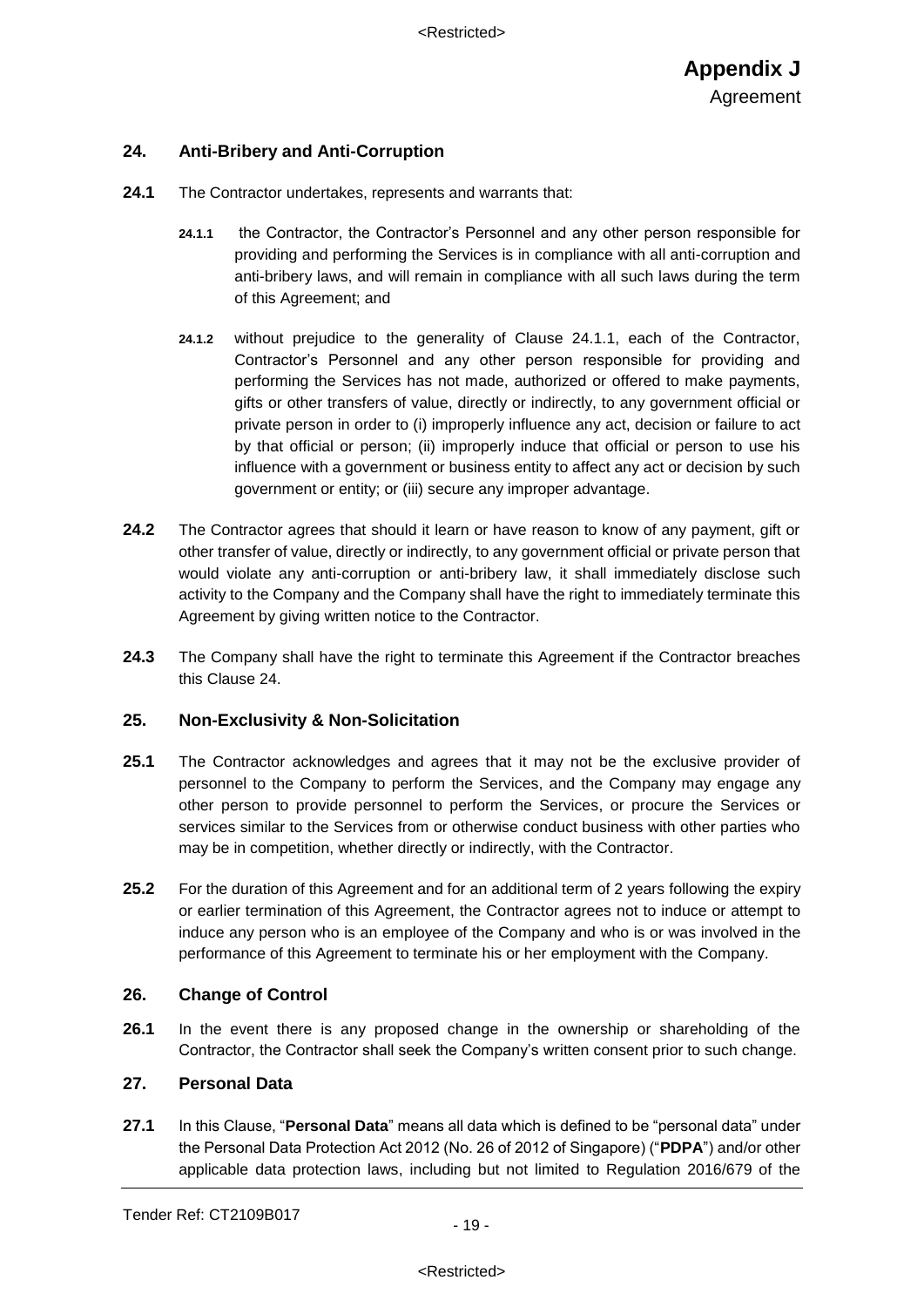## 24. Anti-Bribery and Anti-Corruption

**24.1** The Contractor undertakes, represents and warrants that:

**24.1.1** the Contractor, the Contractor's Personnel and any other person responsible for providing and performing the Services is in compliance with all anti-corruption and anti-bribery laws, and will remain in compliance with all such laws during the term of this Agreement; and

**24.1.2** without prejudice to the generality of Clause 24.1.1, each of the Contractor, Contractor's Personnel and any other person responsible for providing and performing the Services has not made, authorized or offered to make payments, gifts or other transfers of value, directly or indirectly, to any government official or private person in order to (i) improperly influence any act, decision or failure to act by that official or person; (ii) improperly induce that official or person to use his influence with a government or business entity to affect any act or decision by such government or entity; or (iii) secure any improper advantage.

**24.2** The Contractor agrees that should it learn or have reason to know of any payment, gift or other transfer of value, directly or indirectly, to any government official or private person that would violate any anti-corruption or anti-bribery law, it shall immediately disclose such activity to the Company and the Company shall have the right to immediately terminate this Agreement by giving written notice to the Contractor.

**24.3** The Company shall have the right to terminate this Agreement if the Contractor breaches this Clause 24.

## 25. Non-Exclusivity & Non-Solicitation

**25.1** The Contractor acknowledges and agrees that it may not be the exclusive provider of personnel to the Company to perform the Services, and the Company may engage any other person to provide personnel to perform the Services, or procure the Services or services similar to the Services from or otherwise conduct business with other parties who may be in competition, whether directly or indirectly, with the Contractor.

**25.2** For the duration of this Agreement and for an additional term of 2 years following the expiry or earlier termination of this Agreement, the Contractor agrees not to induce or attempt to induce any person who is an employee of the Company and who is or was involved in the performance of this Agreement to terminate his or her employment with the Company.

## 26. Change of Control

**26.1** In the event there is any proposed change in the ownership or shareholding of the Contractor, the Contractor shall seek the Company's written consent prior to such change.

## 27. Personal Data

**27.1** In this Clause, "**Personal Data**" means all data which is defined to be "personal data" under the Personal Data Protection Act 2012 (No. 26 of 2012 of Singapore) ("**PDPA**") and/or other applicable data protection laws, including but not limited to Regulation 2016/679 of the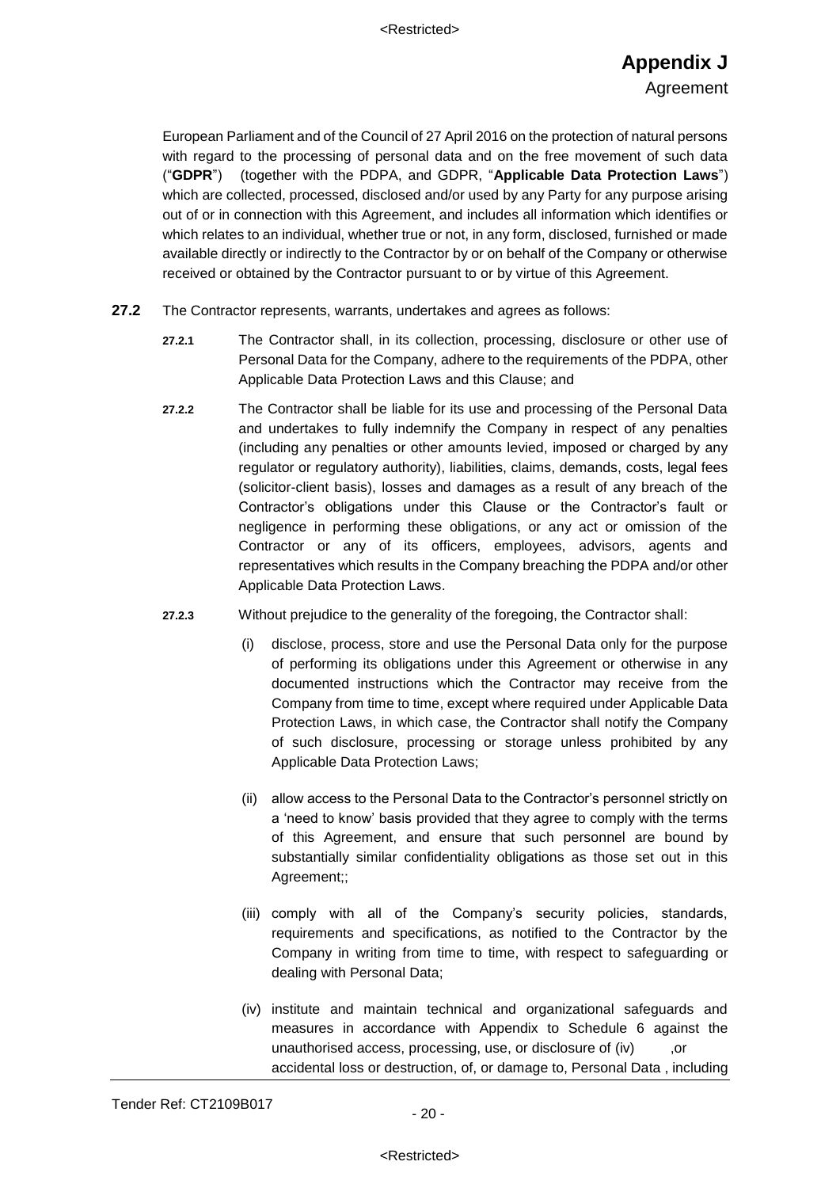European Parliament and of the Council of 27 April 2016 on the protection of natural persons with regard to the processing of personal data and on the free movement of such data ("**GDPR**") (together with the PDPA, and GDPR, "**Applicable Data Protection Laws**") which are collected, processed, disclosed and/or used by any Party for any purpose arising out of or in connection with this Agreement, and includes all information which identifies or which relates to an individual, whether true or not, in any form, disclosed, furnished or made available directly or indirectly to the Contractor by or on behalf of the Company or otherwise received or obtained by the Contractor pursuant to or by virtue of this Agreement.

**27.2** The Contractor represents, warrants, undertakes and agrees as follows:

**27.2.1** The Contractor shall, in its collection, processing, disclosure or other use of Personal Data for the Company, adhere to the requirements of the PDPA, other Applicable Data Protection Laws and this Clause; and

**27.2.2** The Contractor shall be liable for its use and processing of the Personal Data and undertakes to fully indemnify the Company in respect of any penalties (including any penalties or other amounts levied, imposed or charged by any regulator or regulatory authority), liabilities, claims, demands, costs, legal fees (solicitor-client basis), losses and damages as a result of any breach of the Contractor's obligations under this Clause or the Contractor's fault or negligence in performing these obligations, or any act or omission of the Contractor or any of its officers, employees, advisors, agents and representatives which results in the Company breaching the PDPA and/or other Applicable Data Protection Laws.

**27.2.3** Without prejudice to the generality of the foregoing, the Contractor shall:

(i) disclose, process, store and use the Personal Data only for the purpose of performing its obligations under this Agreement or otherwise in any documented instructions which the Contractor may receive from the Company from time to time, except where required under Applicable Data Protection Laws, in which case, the Contractor shall notify the Company of such disclosure, processing or storage unless prohibited by any Applicable Data Protection Laws;

(ii) allow access to the Personal Data to the Contractor's personnel strictly on a 'need to know' basis provided that they agree to comply with the terms of this Agreement, and ensure that such personnel are bound by substantially similar confidentiality obligations as those set out in this Agreement;;

(iii) comply with all of the Company's security policies, standards, requirements and specifications, as notified to the Contractor by the Company in writing from time to time, with respect to safeguarding or dealing with Personal Data;

(iv) institute and maintain technical and organizational safeguards and measures in accordance with Appendix to Schedule 6 against the unauthorised access, processing, use, or disclosure of (iv) ,or accidental loss or destruction, of, or damage to, Personal Data , including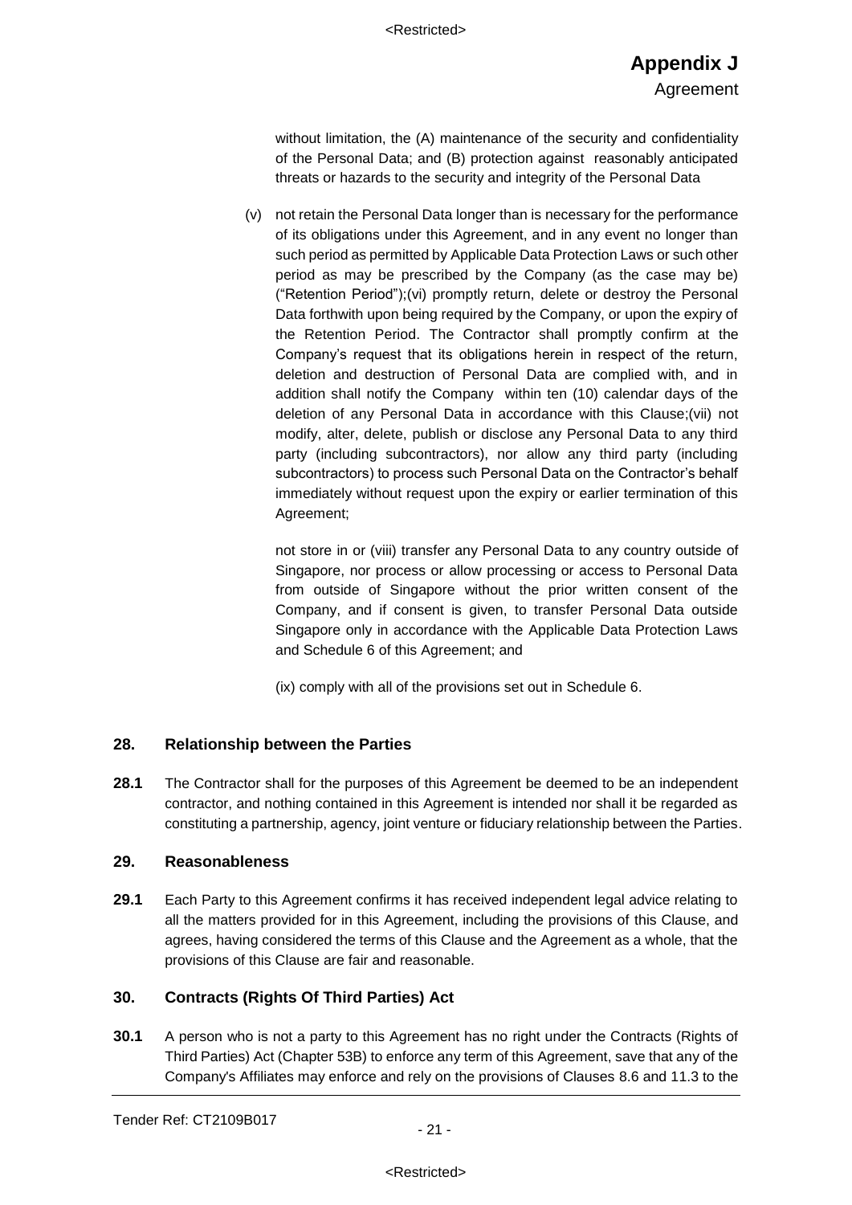without limitation, the (A) maintenance of the security and confidentiality of the Personal Data; and (B) protection against reasonably anticipated threats or hazards to the security and integrity of the Personal Data

(v) not retain the Personal Data longer than is necessary for the performance of its obligations under this Agreement, and in any event no longer than such period as permitted by Applicable Data Protection Laws or such other period as may be prescribed by the Company (as the case may be) ("Retention Period");(vi) promptly return, delete or destroy the Personal Data forthwith upon being required by the Company, or upon the expiry of the Retention Period. The Contractor shall promptly confirm at the Company's request that its obligations herein in respect of the return, deletion and destruction of Personal Data are complied with, and in addition shall notify the Company within ten (10) calendar days of the deletion of any Personal Data in accordance with this Clause;(vii) not modify, alter, delete, publish or disclose any Personal Data to any third party (including subcontractors), nor allow any third party (including subcontractors) to process such Personal Data on the Contractor's behalf immediately without request upon the expiry or earlier termination of this Agreement;

not store in or (viii) transfer any Personal Data to any country outside of Singapore, nor process or allow processing or access to Personal Data from outside of Singapore without the prior written consent of the Company, and if consent is given, to transfer Personal Data outside Singapore only in accordance with the Applicable Data Protection Laws and Schedule 6 of this Agreement; and

(ix) comply with all of the provisions set out in Schedule 6.

## 28. Relationship between the Parties

**28.1** The Contractor shall for the purposes of this Agreement be deemed to be an independent contractor, and nothing contained in this Agreement is intended nor shall it be regarded as constituting a partnership, agency, joint venture or fiduciary relationship between the Parties.

## 29. Reasonableness

**29.1** Each Party to this Agreement confirms it has received independent legal advice relating to all the matters provided for in this Agreement, including the provisions of this Clause, and agrees, having considered the terms of this Clause and the Agreement as a whole, that the provisions of this Clause are fair and reasonable.

## 30. Contracts (Rights Of Third Parties) Act

**30.1** A person who is not a party to this Agreement has no right under the Contracts (Rights of Third Parties) Act (Chapter 53B) to enforce any term of this Agreement, save that any of the Company's Affiliates may enforce and rely on the provisions of Clauses 8.6 and 11.3 to the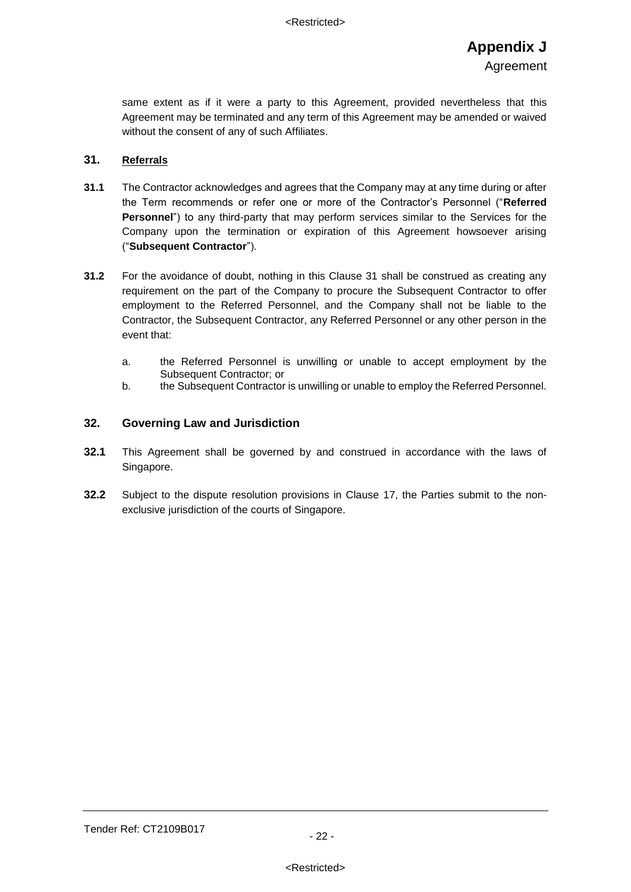same extent as if it were a party to this Agreement, provided nevertheless that this Agreement may be terminated and any term of this Agreement may be amended or waived without the consent of any of such Affiliates.

## 31. Referrals

**31.1** The Contractor acknowledges and agrees that the Company may at any time during or after the Term recommends or refer one or more of the Contractor's Personnel ("**Referred Personnel**") to any third-party that may perform services similar to the Services for the Company upon the termination or expiration of this Agreement howsoever arising ("**Subsequent Contractor**").

**31.2** For the avoidance of doubt, nothing in this Clause 31 shall be construed as creating any requirement on the part of the Company to procure the Subsequent Contractor to offer employment to the Referred Personnel, and the Company shall not be liable to the Contractor, the Subsequent Contractor, any Referred Personnel or any other person in the event that:

a. the Referred Personnel is unwilling or unable to accept employment by the Subsequent Contractor; or

b. the Subsequent Contractor is unwilling or unable to employ the Referred Personnel.

## 32. Governing Law and Jurisdiction

**32.1** This Agreement shall be governed by and construed in accordance with the laws of Singapore.

**32.2** Subject to the dispute resolution provisions in Clause 17, the Parties submit to the non-exclusive jurisdiction of the courts of Singapore.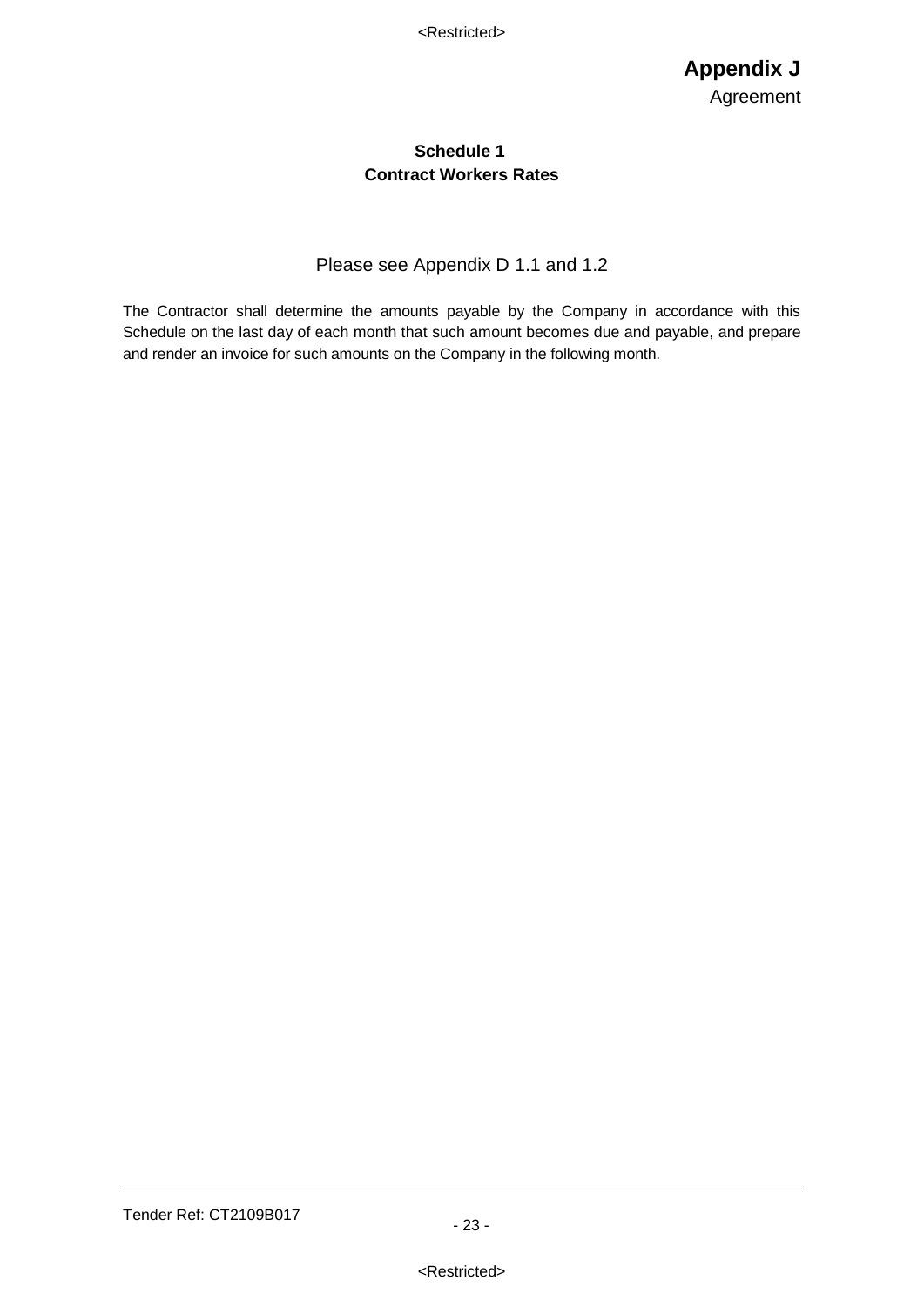# Appendix J

Agreement

## Schedule 1
## Contract Workers Rates

Please see Appendix D 1.1 and 1.2

The Contractor shall determine the amounts payable by the Company in accordance with this Schedule on the last day of each month that such amount becomes due and payable, and prepare and render an invoice for such amounts on the Company in the following month.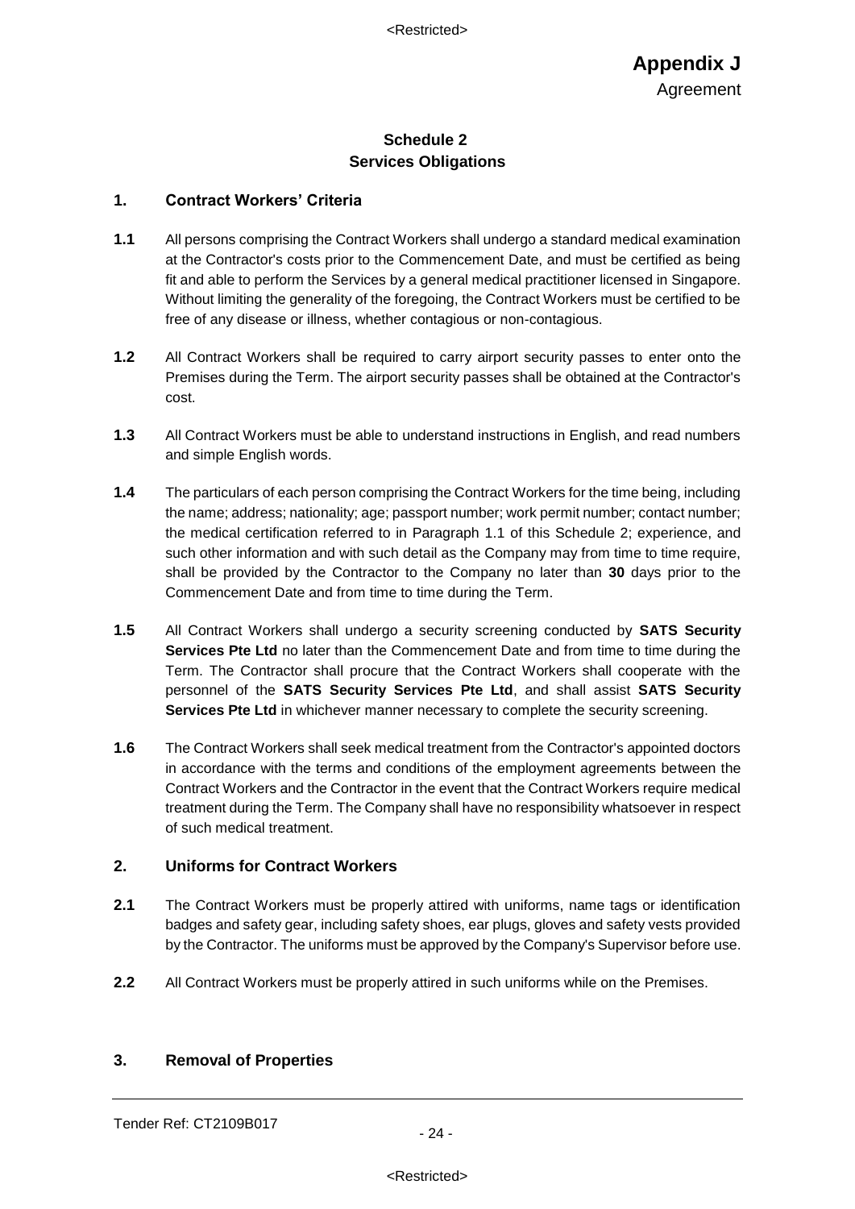# Appendix J

Agreement

## Schedule 2
## Services Obligations

### 1. Contract Workers' Criteria

**1.1** All persons comprising the Contract Workers shall undergo a standard medical examination at the Contractor's costs prior to the Commencement Date, and must be certified as being fit and able to perform the Services by a general medical practitioner licensed in Singapore. Without limiting the generality of the foregoing, the Contract Workers must be certified to be free of any disease or illness, whether contagious or non-contagious.

**1.2** All Contract Workers shall be required to carry airport security passes to enter onto the Premises during the Term. The airport security passes shall be obtained at the Contractor's cost.

**1.3** All Contract Workers must be able to understand instructions in English, and read numbers and simple English words.

**1.4** The particulars of each person comprising the Contract Workers for the time being, including the name; address; nationality; age; passport number; work permit number; contact number; the medical certification referred to in Paragraph 1.1 of this Schedule 2; experience, and such other information and with such detail as the Company may from time to time require, shall be provided by the Contractor to the Company no later than **30** days prior to the Commencement Date and from time to time during the Term.

**1.5** All Contract Workers shall undergo a security screening conducted by **SATS Security Services Pte Ltd** no later than the Commencement Date and from time to time during the Term. The Contractor shall procure that the Contract Workers shall cooperate with the personnel of the **SATS Security Services Pte Ltd**, and shall assist **SATS Security Services Pte Ltd** in whichever manner necessary to complete the security screening.

**1.6** The Contract Workers shall seek medical treatment from the Contractor's appointed doctors in accordance with the terms and conditions of the employment agreements between the Contract Workers and the Contractor in the event that the Contract Workers require medical treatment during the Term. The Company shall have no responsibility whatsoever in respect of such medical treatment.

### 2. Uniforms for Contract Workers

**2.1** The Contract Workers must be properly attired with uniforms, name tags or identification badges and safety gear, including safety shoes, ear plugs, gloves and safety vests provided by the Contractor. The uniforms must be approved by the Company's Supervisor before use.

**2.2** All Contract Workers must be properly attired in such uniforms while on the Premises.

### 3. Removal of Properties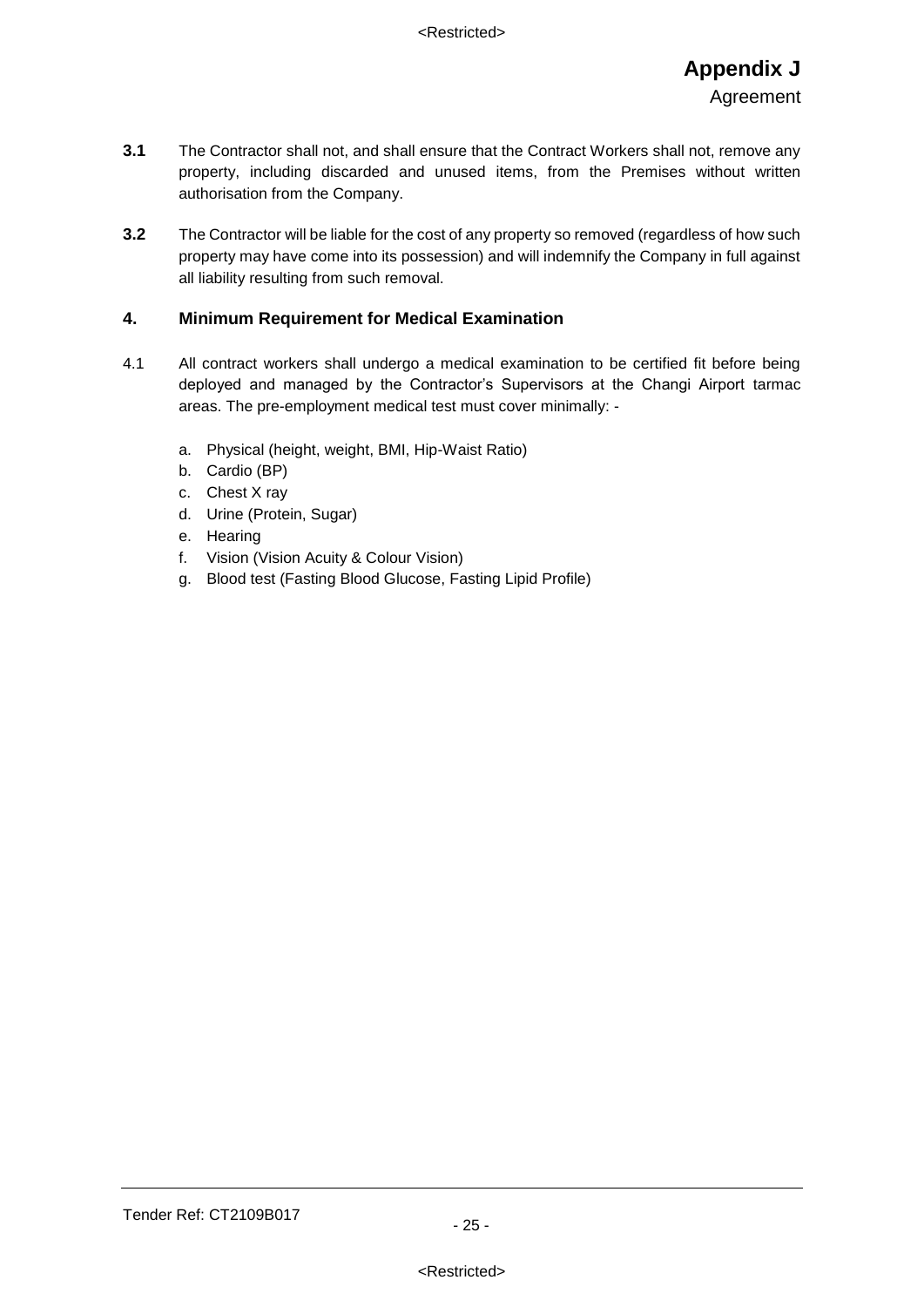# Appendix J

Agreement

**3.1** The Contractor shall not, and shall ensure that the Contract Workers shall not, remove any property, including discarded and unused items, from the Premises without written authorisation from the Company.

**3.2** The Contractor will be liable for the cost of any property so removed (regardless of how such property may have come into its possession) and will indemnify the Company in full against all liability resulting from such removal.

## 4. Minimum Requirement for Medical Examination

4.1 All contract workers shall undergo a medical examination to be certified fit before being deployed and managed by the Contractor's Supervisors at the Changi Airport tarmac areas. The pre-employment medical test must cover minimally: -

a. Physical (height, weight, BMI, Hip-Waist Ratio)
b. Cardio (BP)
c. Chest X ray
d. Urine (Protein, Sugar)
e. Hearing
f. Vision (Vision Acuity & Colour Vision)
g. Blood test (Fasting Blood Glucose, Fasting Lipid Profile)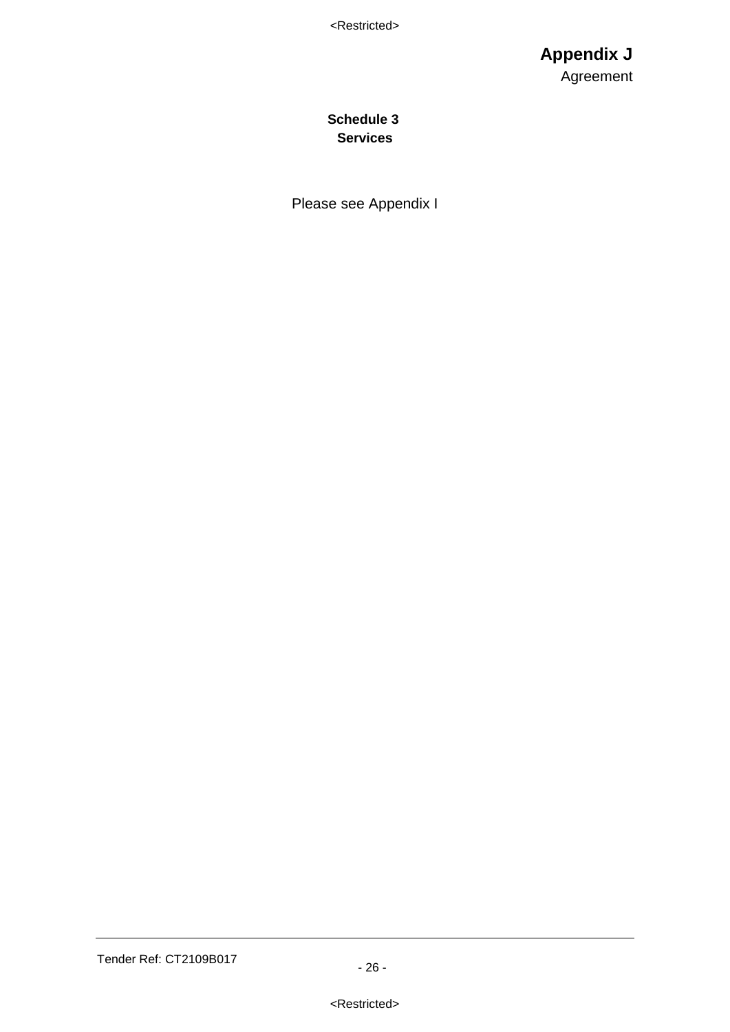**Appendix J**
Agreement

## Schedule 3
## Services

Please see Appendix I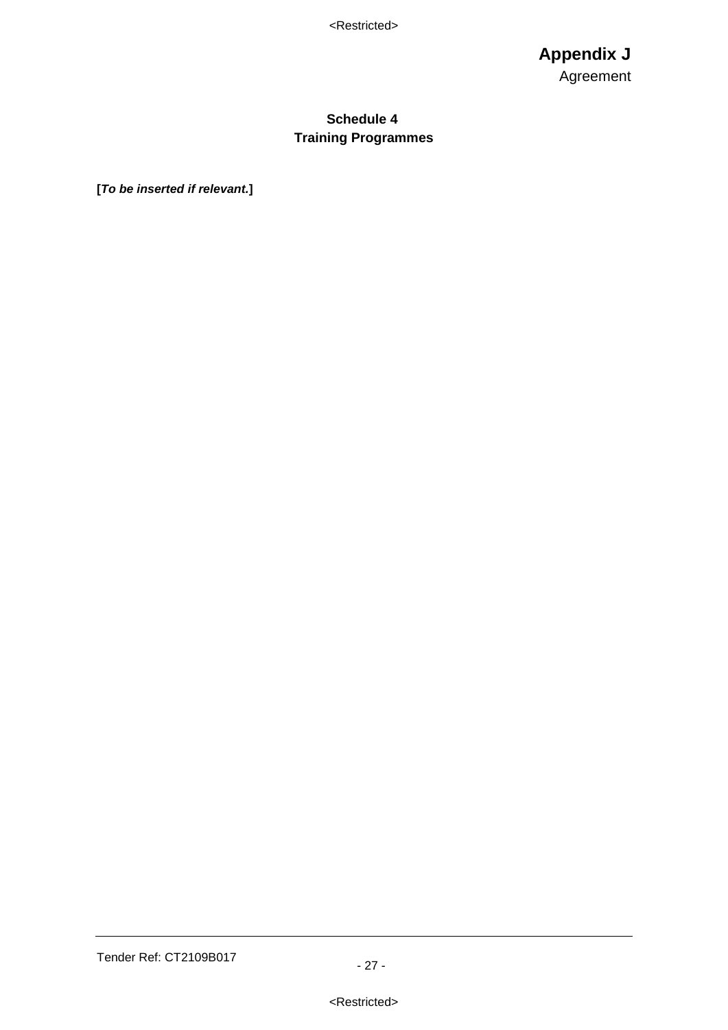**Appendix J**
Agreement

## Schedule 4
## Training Programmes

**[*To be inserted if relevant.*]**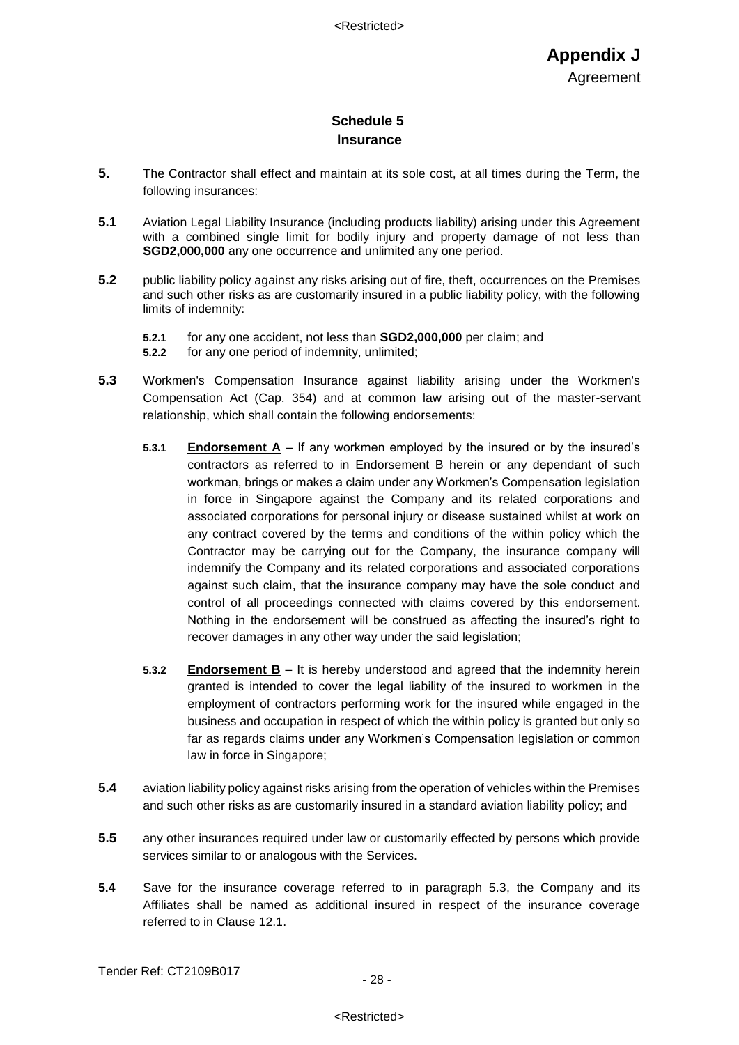**Appendix J**

Agreement

## Schedule 5
### Insurance

**5.** The Contractor shall effect and maintain at its sole cost, at all times during the Term, the following insurances:

**5.1** Aviation Legal Liability Insurance (including products liability) arising under this Agreement with a combined single limit for bodily injury and property damage of not less than **SGD2,000,000** any one occurrence and unlimited any one period.

**5.2** public liability policy against any risks arising out of fire, theft, occurrences on the Premises and such other risks as are customarily insured in a public liability policy, with the following limits of indemnity:

- **5.2.1** for any one accident, not less than **SGD2,000,000** per claim; and
- **5.2.2** for any one period of indemnity, unlimited;

**5.3** Workmen's Compensation Insurance against liability arising under the Workmen's Compensation Act (Cap. 354) and at common law arising out of the master-servant relationship, which shall contain the following endorsements:

- **5.3.1** **Endorsement A** – If any workmen employed by the insured or by the insured's contractors as referred to in Endorsement B herein or any dependant of such workman, brings or makes a claim under any Workmen's Compensation legislation in force in Singapore against the Company and its related corporations and associated corporations for personal injury or disease sustained whilst at work on any contract covered by the terms and conditions of the within policy which the Contractor may be carrying out for the Company, the insurance company will indemnify the Company and its related corporations and associated corporations against such claim, that the insurance company may have the sole conduct and control of all proceedings connected with claims covered by this endorsement. Nothing in the endorsement will be construed as affecting the insured's right to recover damages in any other way under the said legislation;

- **5.3.2** **Endorsement B** – It is hereby understood and agreed that the indemnity herein granted is intended to cover the legal liability of the insured to workmen in the employment of contractors performing work for the insured while engaged in the business and occupation in respect of which the within policy is granted but only so far as regards claims under any Workmen's Compensation legislation or common law in force in Singapore;

**5.4** aviation liability policy against risks arising from the operation of vehicles within the Premises and such other risks as are customarily insured in a standard aviation liability policy; and

**5.5** any other insurances required under law or customarily effected by persons which provide services similar to or analogous with the Services.

**5.4** Save for the insurance coverage referred to in paragraph 5.3, the Company and its Affiliates shall be named as additional insured in respect of the insurance coverage referred to in Clause 12.1.

Tender Ref: CT2109B017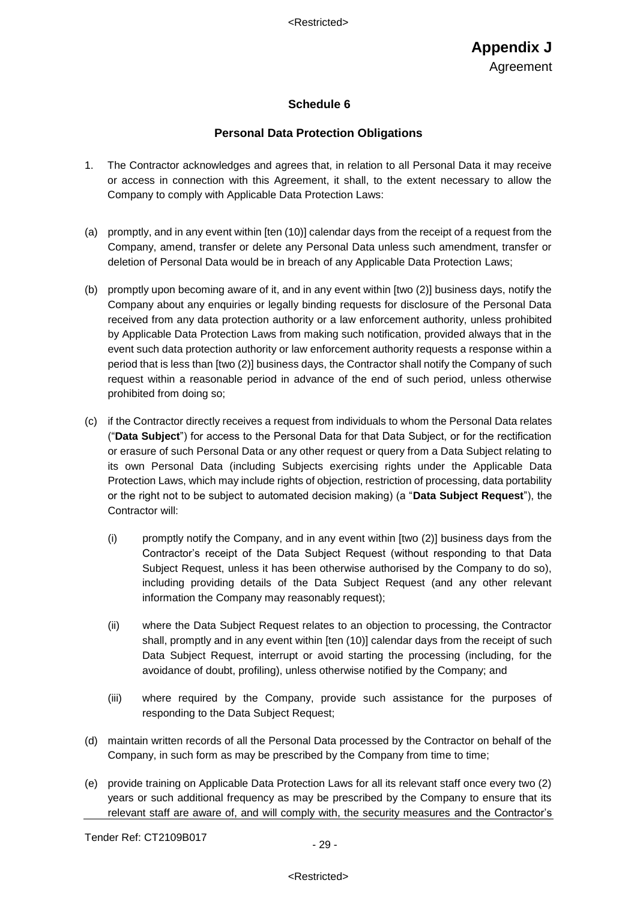# Appendix J

Agreement

## Schedule 6

### Personal Data Protection Obligations

1. The Contractor acknowledges and agrees that, in relation to all Personal Data it may receive or access in connection with this Agreement, it shall, to the extent necessary to allow the Company to comply with Applicable Data Protection Laws:

(a) promptly, and in any event within [ten (10)] calendar days from the receipt of a request from the Company, amend, transfer or delete any Personal Data unless such amendment, transfer or deletion of Personal Data would be in breach of any Applicable Data Protection Laws;

(b) promptly upon becoming aware of it, and in any event within [two (2)] business days, notify the Company about any enquiries or legally binding requests for disclosure of the Personal Data received from any data protection authority or a law enforcement authority, unless prohibited by Applicable Data Protection Laws from making such notification, provided always that in the event such data protection authority or law enforcement authority requests a response within a period that is less than [two (2)] business days, the Contractor shall notify the Company of such request within a reasonable period in advance of the end of such period, unless otherwise prohibited from doing so;

(c) if the Contractor directly receives a request from individuals to whom the Personal Data relates ("**Data Subject**") for access to the Personal Data for that Data Subject, or for the rectification or erasure of such Personal Data or any other request or query from a Data Subject relating to its own Personal Data (including Subjects exercising rights under the Applicable Data Protection Laws, which may include rights of objection, restriction of processing, data portability or the right not to be subject to automated decision making) (a "**Data Subject Request**"), the Contractor will:

   (i) promptly notify the Company, and in any event within [two (2)] business days from the Contractor's receipt of the Data Subject Request (without responding to that Data Subject Request, unless it has been otherwise authorised by the Company to do so), including providing details of the Data Subject Request (and any other relevant information the Company may reasonably request);

   (ii) where the Data Subject Request relates to an objection to processing, the Contractor shall, promptly and in any event within [ten (10)] calendar days from the receipt of such Data Subject Request, interrupt or avoid starting the processing (including, for the avoidance of doubt, profiling), unless otherwise notified by the Company; and

   (iii) where required by the Company, provide such assistance for the purposes of responding to the Data Subject Request;

(d) maintain written records of all the Personal Data processed by the Contractor on behalf of the Company, in such form as may be prescribed by the Company from time to time;

(e) provide training on Applicable Data Protection Laws for all its relevant staff once every two (2) years or such additional frequency as may be prescribed by the Company to ensure that its relevant staff are aware of, and will comply with, the security measures and the Contractor's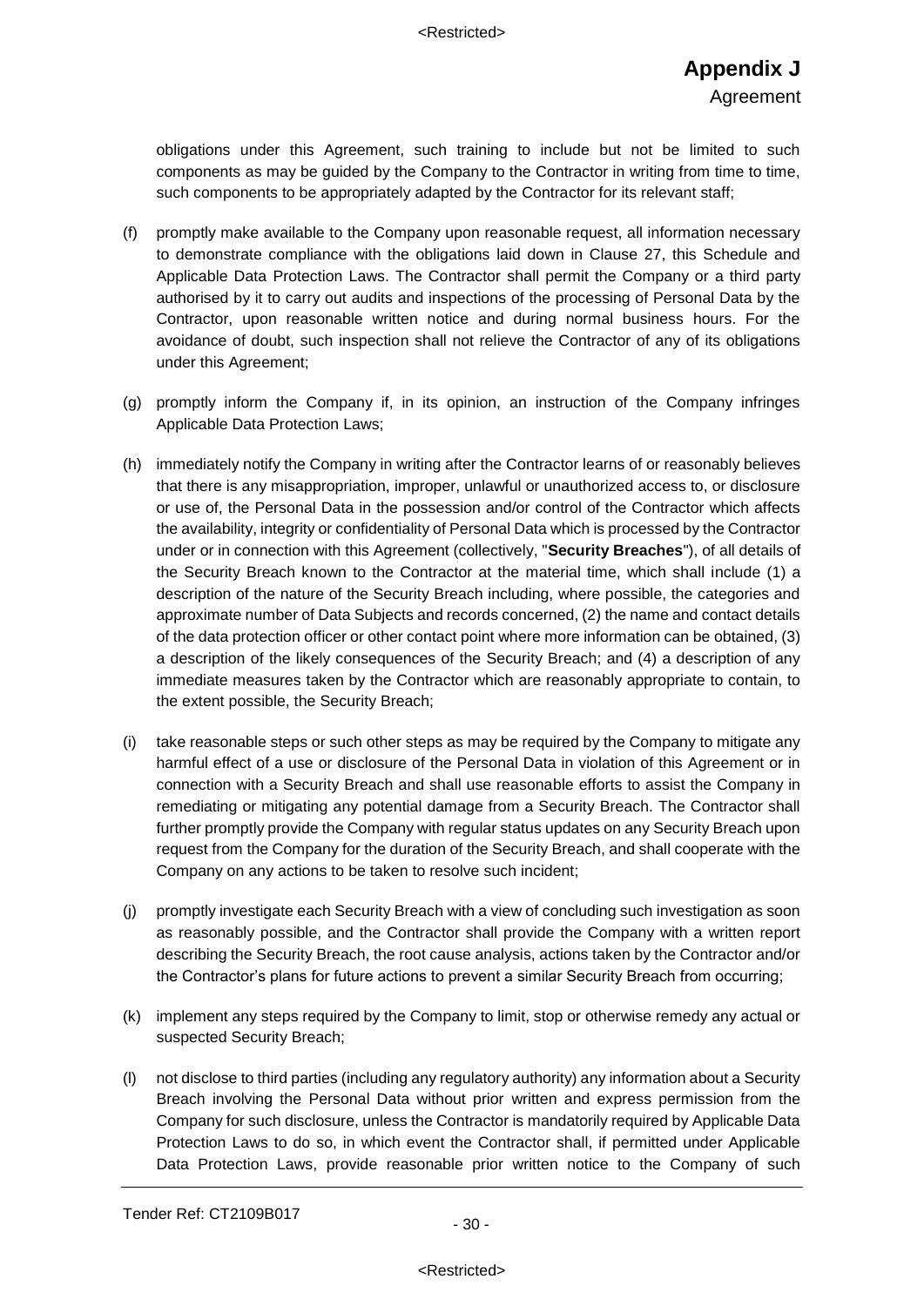obligations under this Agreement, such training to include but not be limited to such components as may be guided by the Company to the Contractor in writing from time to time, such components to be appropriately adapted by the Contractor for its relevant staff;

(f) promptly make available to the Company upon reasonable request, all information necessary to demonstrate compliance with the obligations laid down in Clause 27, this Schedule and Applicable Data Protection Laws. The Contractor shall permit the Company or a third party authorised by it to carry out audits and inspections of the processing of Personal Data by the Contractor, upon reasonable written notice and during normal business hours. For the avoidance of doubt, such inspection shall not relieve the Contractor of any of its obligations under this Agreement;

(g) promptly inform the Company if, in its opinion, an instruction of the Company infringes Applicable Data Protection Laws;

(h) immediately notify the Company in writing after the Contractor learns of or reasonably believes that there is any misappropriation, improper, unlawful or unauthorized access to, or disclosure or use of, the Personal Data in the possession and/or control of the Contractor which affects the availability, integrity or confidentiality of Personal Data which is processed by the Contractor under or in connection with this Agreement (collectively, "**Security Breaches**"), of all details of the Security Breach known to the Contractor at the material time, which shall include (1) a description of the nature of the Security Breach including, where possible, the categories and approximate number of Data Subjects and records concerned, (2) the name and contact details of the data protection officer or other contact point where more information can be obtained, (3) a description of the likely consequences of the Security Breach; and (4) a description of any immediate measures taken by the Contractor which are reasonably appropriate to contain, to the extent possible, the Security Breach;

(i) take reasonable steps or such other steps as may be required by the Company to mitigate any harmful effect of a use or disclosure of the Personal Data in violation of this Agreement or in connection with a Security Breach and shall use reasonable efforts to assist the Company in remediating or mitigating any potential damage from a Security Breach. The Contractor shall further promptly provide the Company with regular status updates on any Security Breach upon request from the Company for the duration of the Security Breach, and shall cooperate with the Company on any actions to be taken to resolve such incident;

(j) promptly investigate each Security Breach with a view of concluding such investigation as soon as reasonably possible, and the Contractor shall provide the Company with a written report describing the Security Breach, the root cause analysis, actions taken by the Contractor and/or the Contractor's plans for future actions to prevent a similar Security Breach from occurring;

(k) implement any steps required by the Company to limit, stop or otherwise remedy any actual or suspected Security Breach;

(l) not disclose to third parties (including any regulatory authority) any information about a Security Breach involving the Personal Data without prior written and express permission from the Company for such disclosure, unless the Contractor is mandatorily required by Applicable Data Protection Laws to do so, in which event the Contractor shall, if permitted under Applicable Data Protection Laws, provide reasonable prior written notice to the Company of such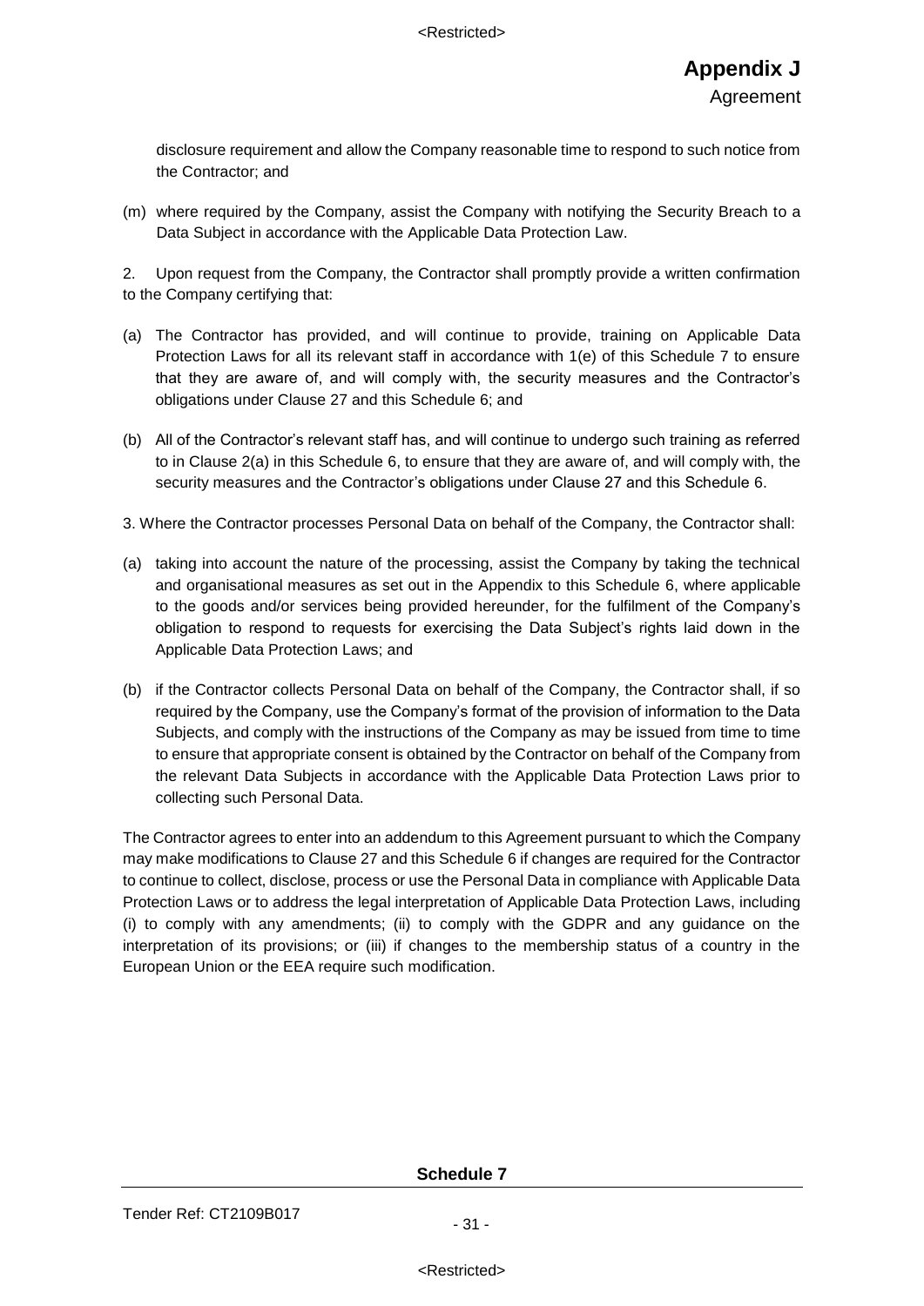disclosure requirement and allow the Company reasonable time to respond to such notice from the Contractor; and

(m) where required by the Company, assist the Company with notifying the Security Breach to a Data Subject in accordance with the Applicable Data Protection Law.

2. Upon request from the Company, the Contractor shall promptly provide a written confirmation to the Company certifying that:

(a) The Contractor has provided, and will continue to provide, training on Applicable Data Protection Laws for all its relevant staff in accordance with 1(e) of this Schedule 7 to ensure that they are aware of, and will comply with, the security measures and the Contractor's obligations under Clause 27 and this Schedule 6; and

(b) All of the Contractor's relevant staff has, and will continue to undergo such training as referred to in Clause 2(a) in this Schedule 6, to ensure that they are aware of, and will comply with, the security measures and the Contractor's obligations under Clause 27 and this Schedule 6.

3. Where the Contractor processes Personal Data on behalf of the Company, the Contractor shall:

(a) taking into account the nature of the processing, assist the Company by taking the technical and organisational measures as set out in the Appendix to this Schedule 6, where applicable to the goods and/or services being provided hereunder, for the fulfilment of the Company's obligation to respond to requests for exercising the Data Subject's rights laid down in the Applicable Data Protection Laws; and

(b) if the Contractor collects Personal Data on behalf of the Company, the Contractor shall, if so required by the Company, use the Company's format of the provision of information to the Data Subjects, and comply with the instructions of the Company as may be issued from time to time to ensure that appropriate consent is obtained by the Contractor on behalf of the Company from the relevant Data Subjects in accordance with the Applicable Data Protection Laws prior to collecting such Personal Data.

The Contractor agrees to enter into an addendum to this Agreement pursuant to which the Company may make modifications to Clause 27 and this Schedule 6 if changes are required for the Contractor to continue to collect, disclose, process or use the Personal Data in compliance with Applicable Data Protection Laws or to address the legal interpretation of Applicable Data Protection Laws, including (i) to comply with any amendments; (ii) to comply with the GDPR and any guidance on the interpretation of its provisions; or (iii) if changes to the membership status of a country in the European Union or the EEA require such modification.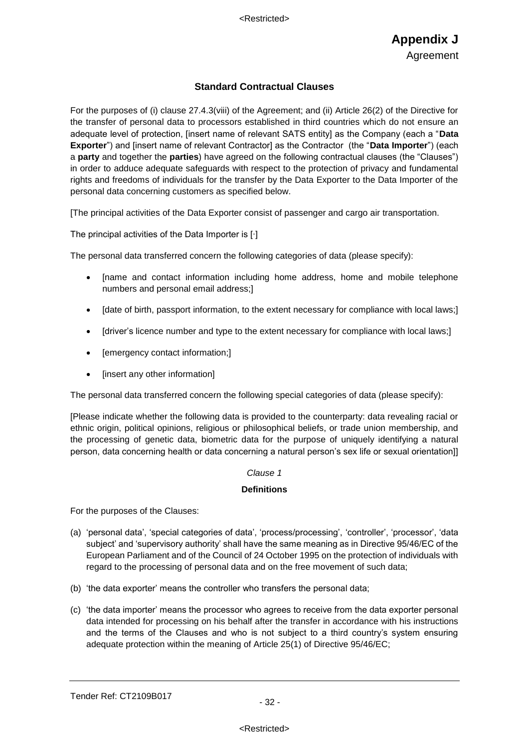# Appendix J

Agreement

## Standard Contractual Clauses

For the purposes of (i) clause 27.4.3(viii) of the Agreement; and (ii) Article 26(2) of the Directive for the transfer of personal data to processors established in third countries which do not ensure an adequate level of protection, [insert name of relevant SATS entity] as the Company (each a "**Data Exporter**") and [insert name of relevant Contractor] as the Contractor (the "**Data Importer**") (each a **party** and together the **parties**) have agreed on the following contractual clauses (the "Clauses") in order to adduce adequate safeguards with respect to the protection of privacy and fundamental rights and freedoms of individuals for the transfer by the Data Exporter to the Data Importer of the personal data concerning customers as specified below.

[The principal activities of the Data Exporter consist of passenger and cargo air transportation.

The principal activities of the Data Importer is [·]

The personal data transferred concern the following categories of data (please specify):

- [name and contact information including home address, home and mobile telephone numbers and personal email address;]
- [date of birth, passport information, to the extent necessary for compliance with local laws;]
- [driver's licence number and type to the extent necessary for compliance with local laws;]
- [emergency contact information;]
- [insert any other information]

The personal data transferred concern the following special categories of data (please specify):

[Please indicate whether the following data is provided to the counterparty: data revealing racial or ethnic origin, political opinions, religious or philosophical beliefs, or trade union membership, and the processing of genetic data, biometric data for the purpose of uniquely identifying a natural person, data concerning health or data concerning a natural person's sex life or sexual orientation]]

*Clause 1*

**Definitions**

For the purposes of the Clauses:

(a) 'personal data', 'special categories of data', 'process/processing', 'controller', 'processor', 'data subject' and 'supervisory authority' shall have the same meaning as in Directive 95/46/EC of the European Parliament and of the Council of 24 October 1995 on the protection of individuals with regard to the processing of personal data and on the free movement of such data;

(b) 'the data exporter' means the controller who transfers the personal data;

(c) 'the data importer' means the processor who agrees to receive from the data exporter personal data intended for processing on his behalf after the transfer in accordance with his instructions and the terms of the Clauses and who is not subject to a third country's system ensuring adequate protection within the meaning of Article 25(1) of Directive 95/46/EC;

Tender Ref: CT2109B017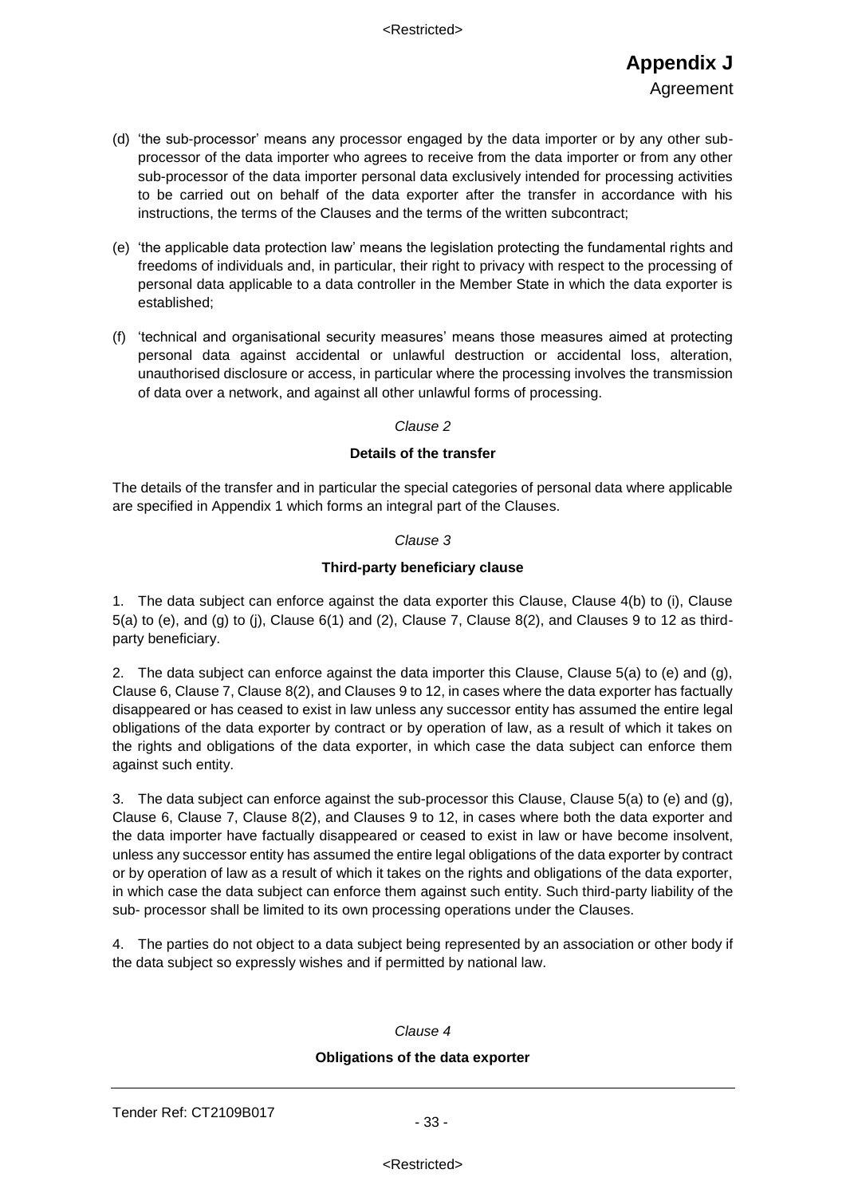(d) 'the sub-processor' means any processor engaged by the data importer or by any other sub-processor of the data importer who agrees to receive from the data importer or from any other sub-processor of the data importer personal data exclusively intended for processing activities to be carried out on behalf of the data exporter after the transfer in accordance with his instructions, the terms of the Clauses and the terms of the written subcontract;

(e) 'the applicable data protection law' means the legislation protecting the fundamental rights and freedoms of individuals and, in particular, their right to privacy with respect to the processing of personal data applicable to a data controller in the Member State in which the data exporter is established;

(f) 'technical and organisational security measures' means those measures aimed at protecting personal data against accidental or unlawful destruction or accidental loss, alteration, unauthorised disclosure or access, in particular where the processing involves the transmission of data over a network, and against all other unlawful forms of processing.

*Clause 2*

**Details of the transfer**

The details of the transfer and in particular the special categories of personal data where applicable are specified in Appendix 1 which forms an integral part of the Clauses.

*Clause 3*

**Third-party beneficiary clause**

1. The data subject can enforce against the data exporter this Clause, Clause 4(b) to (i), Clause 5(a) to (e), and (g) to (j), Clause 6(1) and (2), Clause 7, Clause 8(2), and Clauses 9 to 12 as third-party beneficiary.

2. The data subject can enforce against the data importer this Clause, Clause 5(a) to (e) and (g), Clause 6, Clause 7, Clause 8(2), and Clauses 9 to 12, in cases where the data exporter has factually disappeared or has ceased to exist in law unless any successor entity has assumed the entire legal obligations of the data exporter by contract or by operation of law, as a result of which it takes on the rights and obligations of the data exporter, in which case the data subject can enforce them against such entity.

3. The data subject can enforce against the sub-processor this Clause, Clause 5(a) to (e) and (g), Clause 6, Clause 7, Clause 8(2), and Clauses 9 to 12, in cases where both the data exporter and the data importer have factually disappeared or ceased to exist in law or have become insolvent, unless any successor entity has assumed the entire legal obligations of the data exporter by contract or by operation of law as a result of which it takes on the rights and obligations of the data exporter, in which case the data subject can enforce them against such entity. Such third-party liability of the sub- processor shall be limited to its own processing operations under the Clauses.

4. The parties do not object to a data subject being represented by an association or other body if the data subject so expressly wishes and if permitted by national law.

*Clause 4*

**Obligations of the data exporter**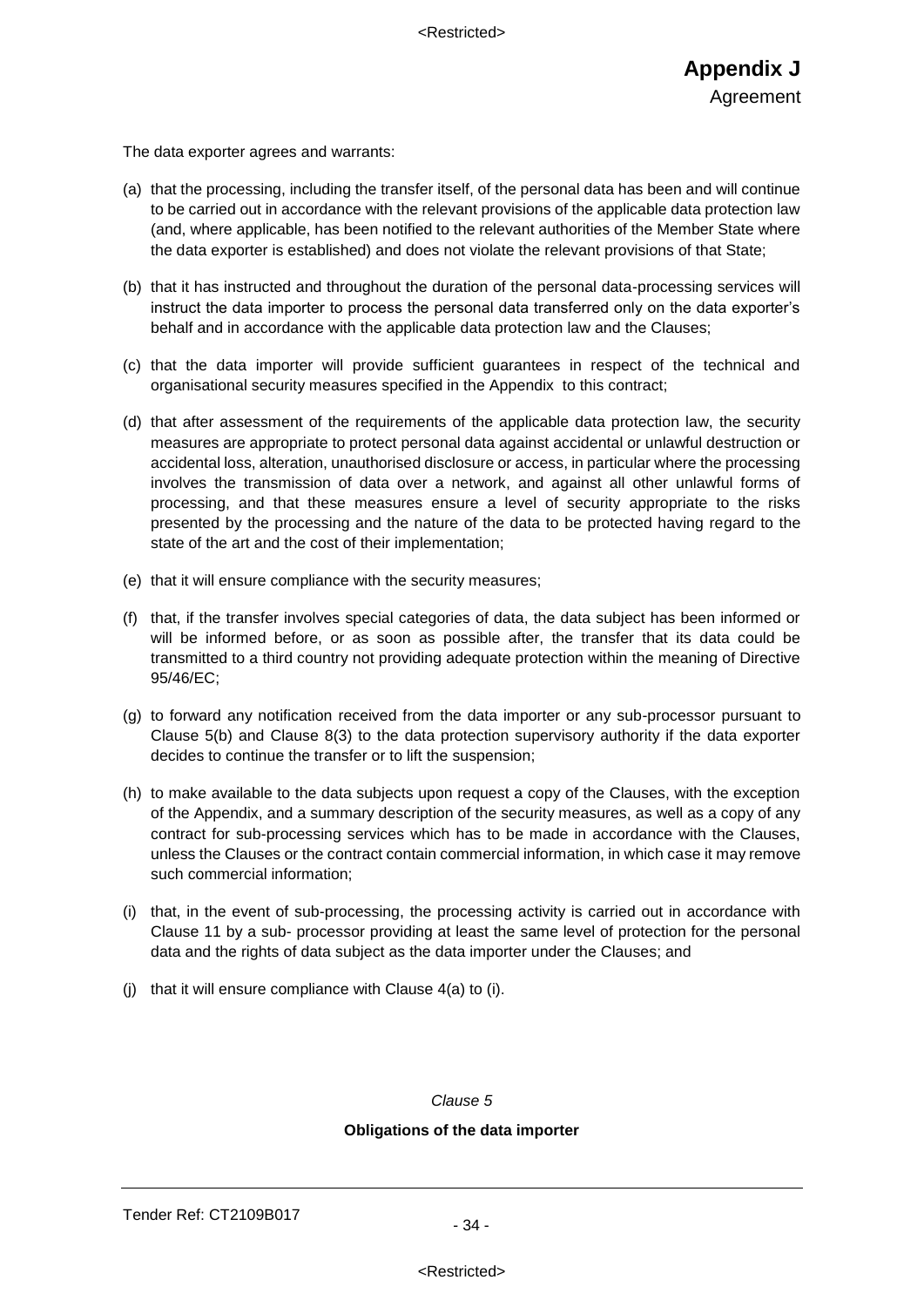The data exporter agrees and warrants:

(a) that the processing, including the transfer itself, of the personal data has been and will continue to be carried out in accordance with the relevant provisions of the applicable data protection law (and, where applicable, has been notified to the relevant authorities of the Member State where the data exporter is established) and does not violate the relevant provisions of that State;

(b) that it has instructed and throughout the duration of the personal data-processing services will instruct the data importer to process the personal data transferred only on the data exporter's behalf and in accordance with the applicable data protection law and the Clauses;

(c) that the data importer will provide sufficient guarantees in respect of the technical and organisational security measures specified in the Appendix to this contract;

(d) that after assessment of the requirements of the applicable data protection law, the security measures are appropriate to protect personal data against accidental or unlawful destruction or accidental loss, alteration, unauthorised disclosure or access, in particular where the processing involves the transmission of data over a network, and against all other unlawful forms of processing, and that these measures ensure a level of security appropriate to the risks presented by the processing and the nature of the data to be protected having regard to the state of the art and the cost of their implementation;

(e) that it will ensure compliance with the security measures;

(f) that, if the transfer involves special categories of data, the data subject has been informed or will be informed before, or as soon as possible after, the transfer that its data could be transmitted to a third country not providing adequate protection within the meaning of Directive 95/46/EC;

(g) to forward any notification received from the data importer or any sub-processor pursuant to Clause 5(b) and Clause 8(3) to the data protection supervisory authority if the data exporter decides to continue the transfer or to lift the suspension;

(h) to make available to the data subjects upon request a copy of the Clauses, with the exception of the Appendix, and a summary description of the security measures, as well as a copy of any contract for sub-processing services which has to be made in accordance with the Clauses, unless the Clauses or the contract contain commercial information, in which case it may remove such commercial information;

(i) that, in the event of sub-processing, the processing activity is carried out in accordance with Clause 11 by a sub- processor providing at least the same level of protection for the personal data and the rights of data subject as the data importer under the Clauses; and

(j) that it will ensure compliance with Clause 4(a) to (i).

*Clause 5*

**Obligations of the data importer**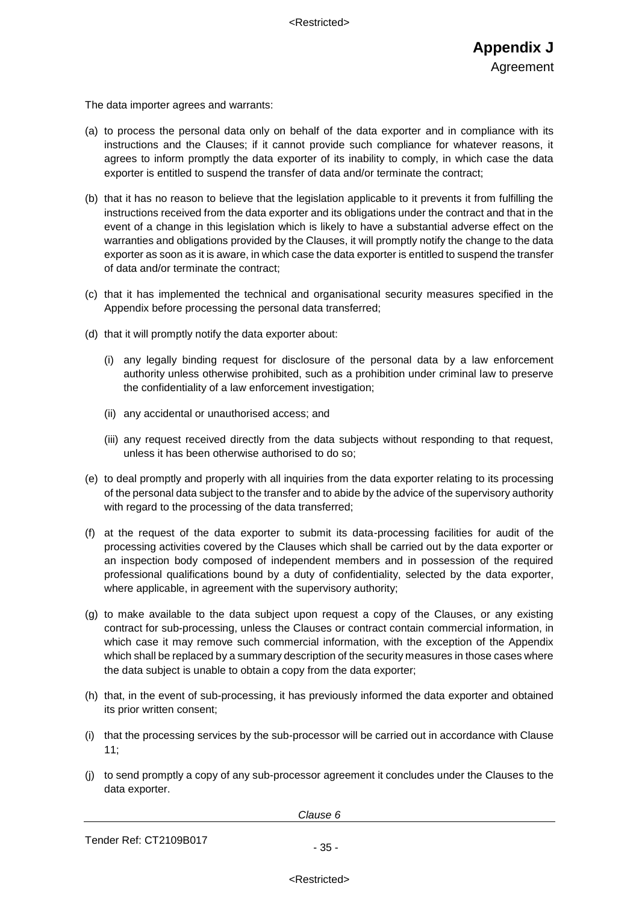The data importer agrees and warrants:

(a) to process the personal data only on behalf of the data exporter and in compliance with its instructions and the Clauses; if it cannot provide such compliance for whatever reasons, it agrees to inform promptly the data exporter of its inability to comply, in which case the data exporter is entitled to suspend the transfer of data and/or terminate the contract;

(b) that it has no reason to believe that the legislation applicable to it prevents it from fulfilling the instructions received from the data exporter and its obligations under the contract and that in the event of a change in this legislation which is likely to have a substantial adverse effect on the warranties and obligations provided by the Clauses, it will promptly notify the change to the data exporter as soon as it is aware, in which case the data exporter is entitled to suspend the transfer of data and/or terminate the contract;

(c) that it has implemented the technical and organisational security measures specified in the Appendix before processing the personal data transferred;

(d) that it will promptly notify the data exporter about:

   (i) any legally binding request for disclosure of the personal data by a law enforcement authority unless otherwise prohibited, such as a prohibition under criminal law to preserve the confidentiality of a law enforcement investigation;

   (ii) any accidental or unauthorised access; and

   (iii) any request received directly from the data subjects without responding to that request, unless it has been otherwise authorised to do so;

(e) to deal promptly and properly with all inquiries from the data exporter relating to its processing of the personal data subject to the transfer and to abide by the advice of the supervisory authority with regard to the processing of the data transferred;

(f) at the request of the data exporter to submit its data-processing facilities for audit of the processing activities covered by the Clauses which shall be carried out by the data exporter or an inspection body composed of independent members and in possession of the required professional qualifications bound by a duty of confidentiality, selected by the data exporter, where applicable, in agreement with the supervisory authority;

(g) to make available to the data subject upon request a copy of the Clauses, or any existing contract for sub-processing, unless the Clauses or contract contain commercial information, in which case it may remove such commercial information, with the exception of the Appendix which shall be replaced by a summary description of the security measures in those cases where the data subject is unable to obtain a copy from the data exporter;

(h) that, in the event of sub-processing, it has previously informed the data exporter and obtained its prior written consent;

(i) that the processing services by the sub-processor will be carried out in accordance with Clause 11;

(j) to send promptly a copy of any sub-processor agreement it concludes under the Clauses to the data exporter.

*Clause 6*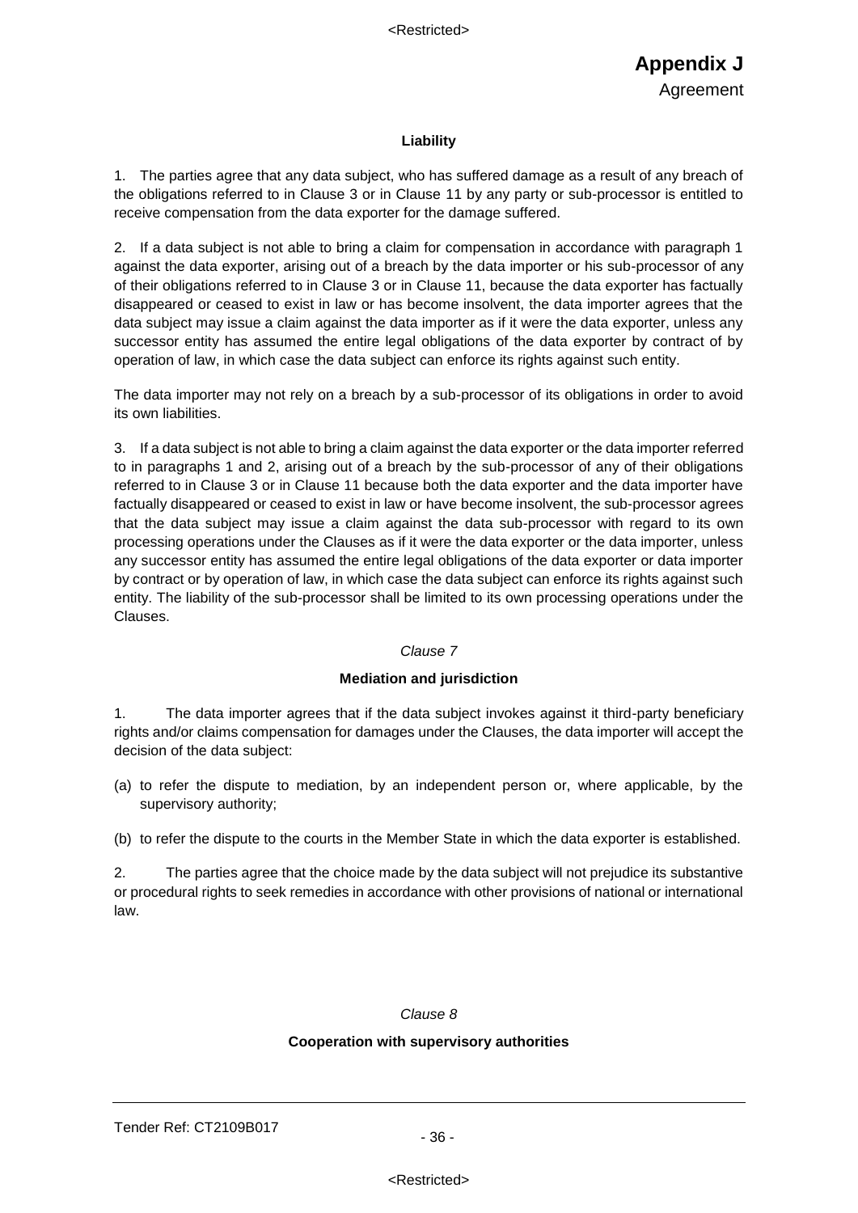**Liability**

1. The parties agree that any data subject, who has suffered damage as a result of any breach of the obligations referred to in Clause 3 or in Clause 11 by any party or sub-processor is entitled to receive compensation from the data exporter for the damage suffered.

2. If a data subject is not able to bring a claim for compensation in accordance with paragraph 1 against the data exporter, arising out of a breach by the data importer or his sub-processor of any of their obligations referred to in Clause 3 or in Clause 11, because the data exporter has factually disappeared or ceased to exist in law or has become insolvent, the data importer agrees that the data subject may issue a claim against the data importer as if it were the data exporter, unless any successor entity has assumed the entire legal obligations of the data exporter by contract of by operation of law, in which case the data subject can enforce its rights against such entity.

The data importer may not rely on a breach by a sub-processor of its obligations in order to avoid its own liabilities.

3. If a data subject is not able to bring a claim against the data exporter or the data importer referred to in paragraphs 1 and 2, arising out of a breach by the sub-processor of any of their obligations referred to in Clause 3 or in Clause 11 because both the data exporter and the data importer have factually disappeared or ceased to exist in law or have become insolvent, the sub-processor agrees that the data subject may issue a claim against the data sub-processor with regard to its own processing operations under the Clauses as if it were the data exporter or the data importer, unless any successor entity has assumed the entire legal obligations of the data exporter or data importer by contract or by operation of law, in which case the data subject can enforce its rights against such entity. The liability of the sub-processor shall be limited to its own processing operations under the Clauses.

*Clause 7*

**Mediation and jurisdiction**

1. The data importer agrees that if the data subject invokes against it third-party beneficiary rights and/or claims compensation for damages under the Clauses, the data importer will accept the decision of the data subject:

(a) to refer the dispute to mediation, by an independent person or, where applicable, by the supervisory authority;

(b) to refer the dispute to the courts in the Member State in which the data exporter is established.

2. The parties agree that the choice made by the data subject will not prejudice its substantive or procedural rights to seek remedies in accordance with other provisions of national or international law.

*Clause 8*

**Cooperation with supervisory authorities**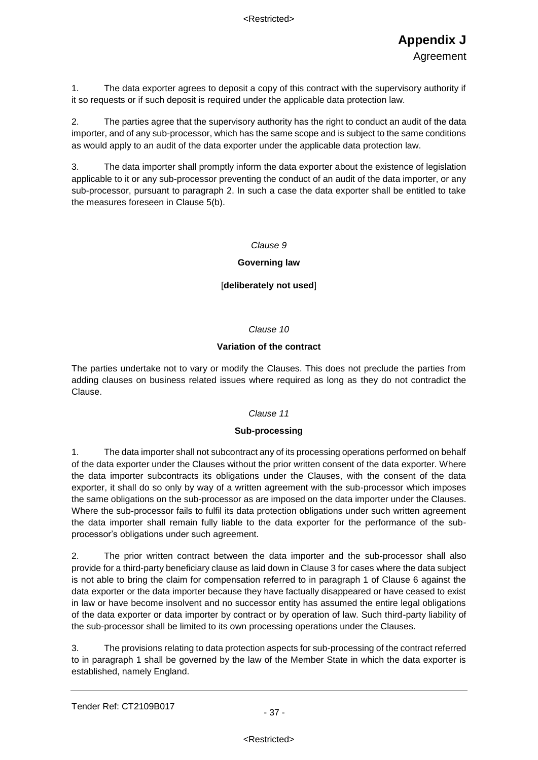1. The data exporter agrees to deposit a copy of this contract with the supervisory authority if it so requests or if such deposit is required under the applicable data protection law.

2. The parties agree that the supervisory authority has the right to conduct an audit of the data importer, and of any sub-processor, which has the same scope and is subject to the same conditions as would apply to an audit of the data exporter under the applicable data protection law.

3. The data importer shall promptly inform the data exporter about the existence of legislation applicable to it or any sub-processor preventing the conduct of an audit of the data importer, or any sub-processor, pursuant to paragraph 2. In such a case the data exporter shall be entitled to take the measures foreseen in Clause 5(b).

*Clause 9*

**Governing law**

[**deliberately not used**]

*Clause 10*

**Variation of the contract**

The parties undertake not to vary or modify the Clauses. This does not preclude the parties from adding clauses on business related issues where required as long as they do not contradict the Clause.

*Clause 11*

**Sub-processing**

1. The data importer shall not subcontract any of its processing operations performed on behalf of the data exporter under the Clauses without the prior written consent of the data exporter. Where the data importer subcontracts its obligations under the Clauses, with the consent of the data exporter, it shall do so only by way of a written agreement with the sub-processor which imposes the same obligations on the sub-processor as are imposed on the data importer under the Clauses. Where the sub-processor fails to fulfil its data protection obligations under such written agreement the data importer shall remain fully liable to the data exporter for the performance of the sub-processor's obligations under such agreement.

2. The prior written contract between the data importer and the sub-processor shall also provide for a third-party beneficiary clause as laid down in Clause 3 for cases where the data subject is not able to bring the claim for compensation referred to in paragraph 1 of Clause 6 against the data exporter or the data importer because they have factually disappeared or have ceased to exist in law or have become insolvent and no successor entity has assumed the entire legal obligations of the data exporter or data importer by contract or by operation of law. Such third-party liability of the sub-processor shall be limited to its own processing operations under the Clauses.

3. The provisions relating to data protection aspects for sub-processing of the contract referred to in paragraph 1 shall be governed by the law of the Member State in which the data exporter is established, namely England.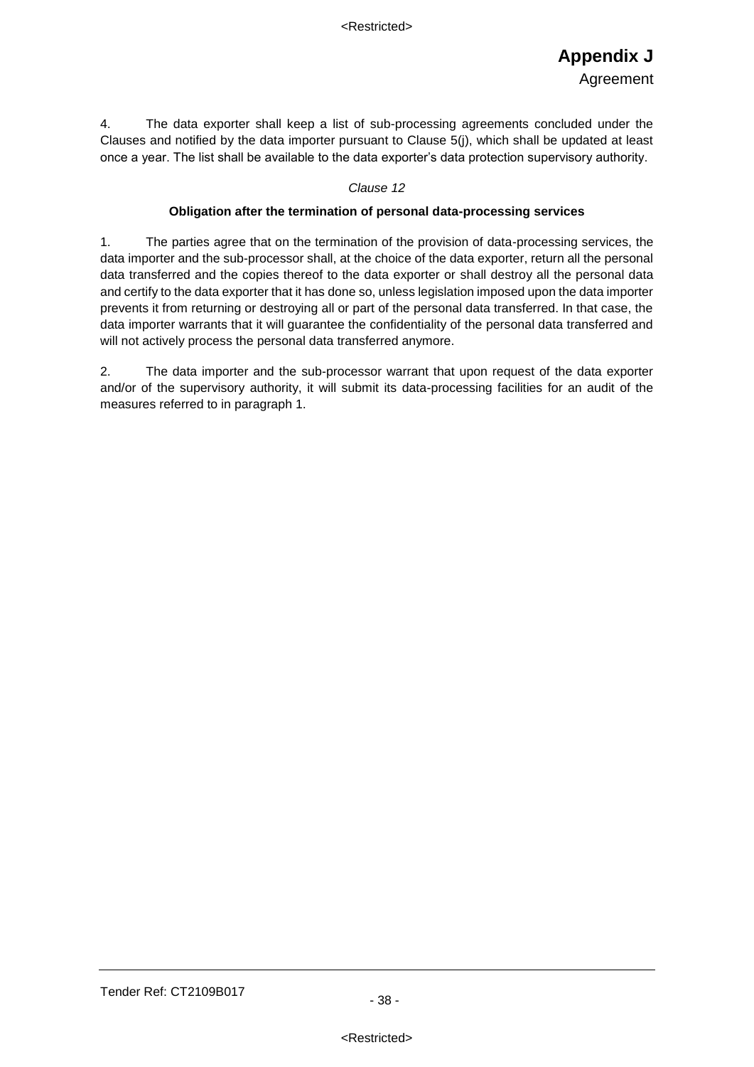4. The data exporter shall keep a list of sub-processing agreements concluded under the Clauses and notified by the data importer pursuant to Clause 5(j), which shall be updated at least once a year. The list shall be available to the data exporter's data protection supervisory authority.

*Clause 12*

**Obligation after the termination of personal data-processing services**

1. The parties agree that on the termination of the provision of data-processing services, the data importer and the sub-processor shall, at the choice of the data exporter, return all the personal data transferred and the copies thereof to the data exporter or shall destroy all the personal data and certify to the data exporter that it has done so, unless legislation imposed upon the data importer prevents it from returning or destroying all or part of the personal data transferred. In that case, the data importer warrants that it will guarantee the confidentiality of the personal data transferred and will not actively process the personal data transferred anymore.

2. The data importer and the sub-processor warrant that upon request of the data exporter and/or of the supervisory authority, it will submit its data-processing facilities for an audit of the measures referred to in paragraph 1.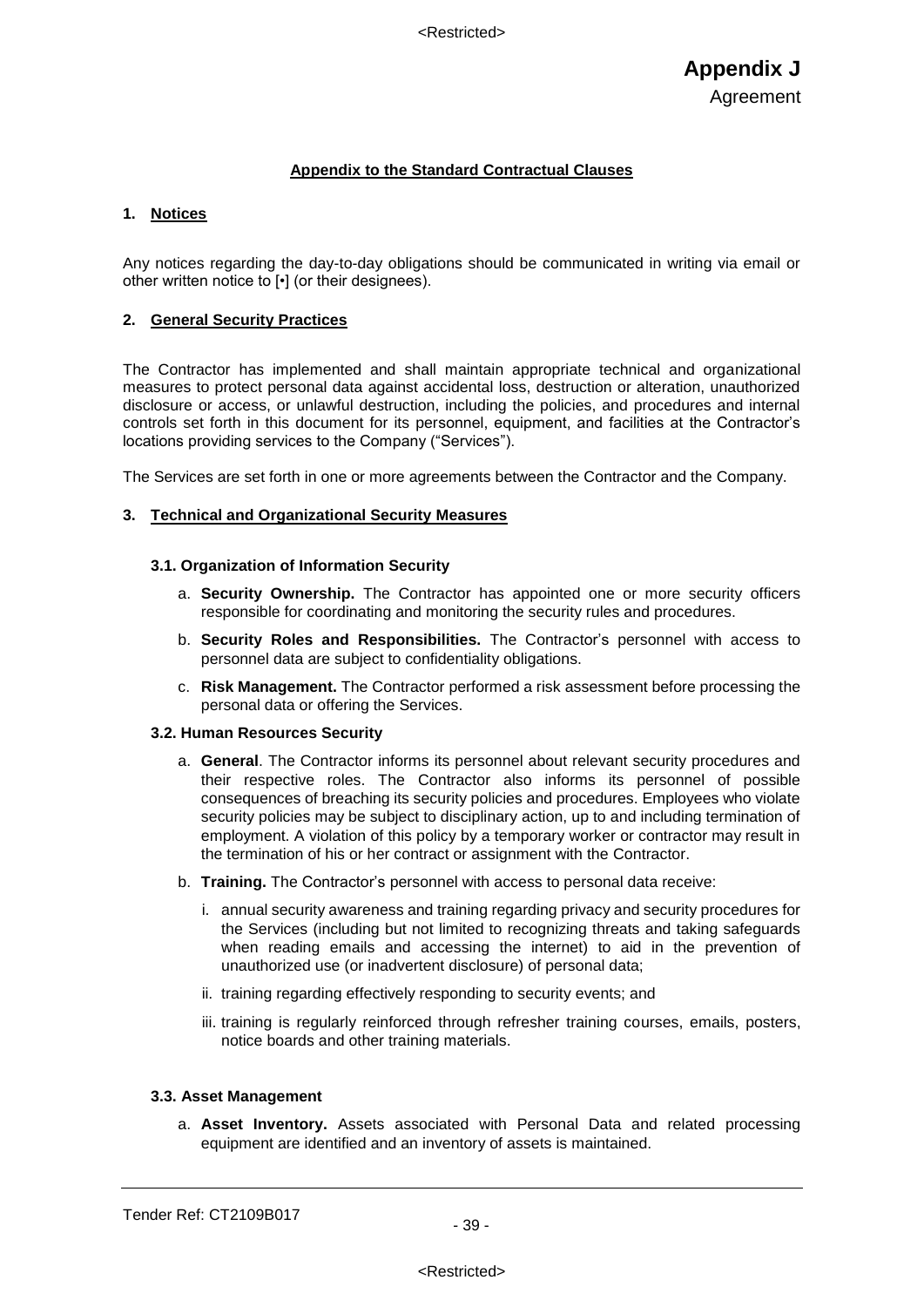# Appendix J

Agreement

**Appendix to the Standard Contractual Clauses**

## 1. Notices

Any notices regarding the day-to-day obligations should be communicated in writing via email or other written notice to [•] (or their designees).

## 2. General Security Practices

The Contractor has implemented and shall maintain appropriate technical and organizational measures to protect personal data against accidental loss, destruction or alteration, unauthorized disclosure or access, or unlawful destruction, including the policies, and procedures and internal controls set forth in this document for its personnel, equipment, and facilities at the Contractor's locations providing services to the Company ("Services").

The Services are set forth in one or more agreements between the Contractor and the Company.

## 3. Technical and Organizational Security Measures

### 3.1. Organization of Information Security

a. **Security Ownership.** The Contractor has appointed one or more security officers responsible for coordinating and monitoring the security rules and procedures.

b. **Security Roles and Responsibilities.** The Contractor's personnel with access to personnel data are subject to confidentiality obligations.

c. **Risk Management.** The Contractor performed a risk assessment before processing the personal data or offering the Services.

### 3.2. Human Resources Security

a. **General**. The Contractor informs its personnel about relevant security procedures and their respective roles. The Contractor also informs its personnel of possible consequences of breaching its security policies and procedures. Employees who violate security policies may be subject to disciplinary action, up to and including termination of employment. A violation of this policy by a temporary worker or contractor may result in the termination of his or her contract or assignment with the Contractor.

b. **Training.** The Contractor's personnel with access to personal data receive:

   i. annual security awareness and training regarding privacy and security procedures for the Services (including but not limited to recognizing threats and taking safeguards when reading emails and accessing the internet) to aid in the prevention of unauthorized use (or inadvertent disclosure) of personal data;

   ii. training regarding effectively responding to security events; and

   iii. training is regularly reinforced through refresher training courses, emails, posters, notice boards and other training materials.

### 3.3. Asset Management

a. **Asset Inventory.** Assets associated with Personal Data and related processing equipment are identified and an inventory of assets is maintained.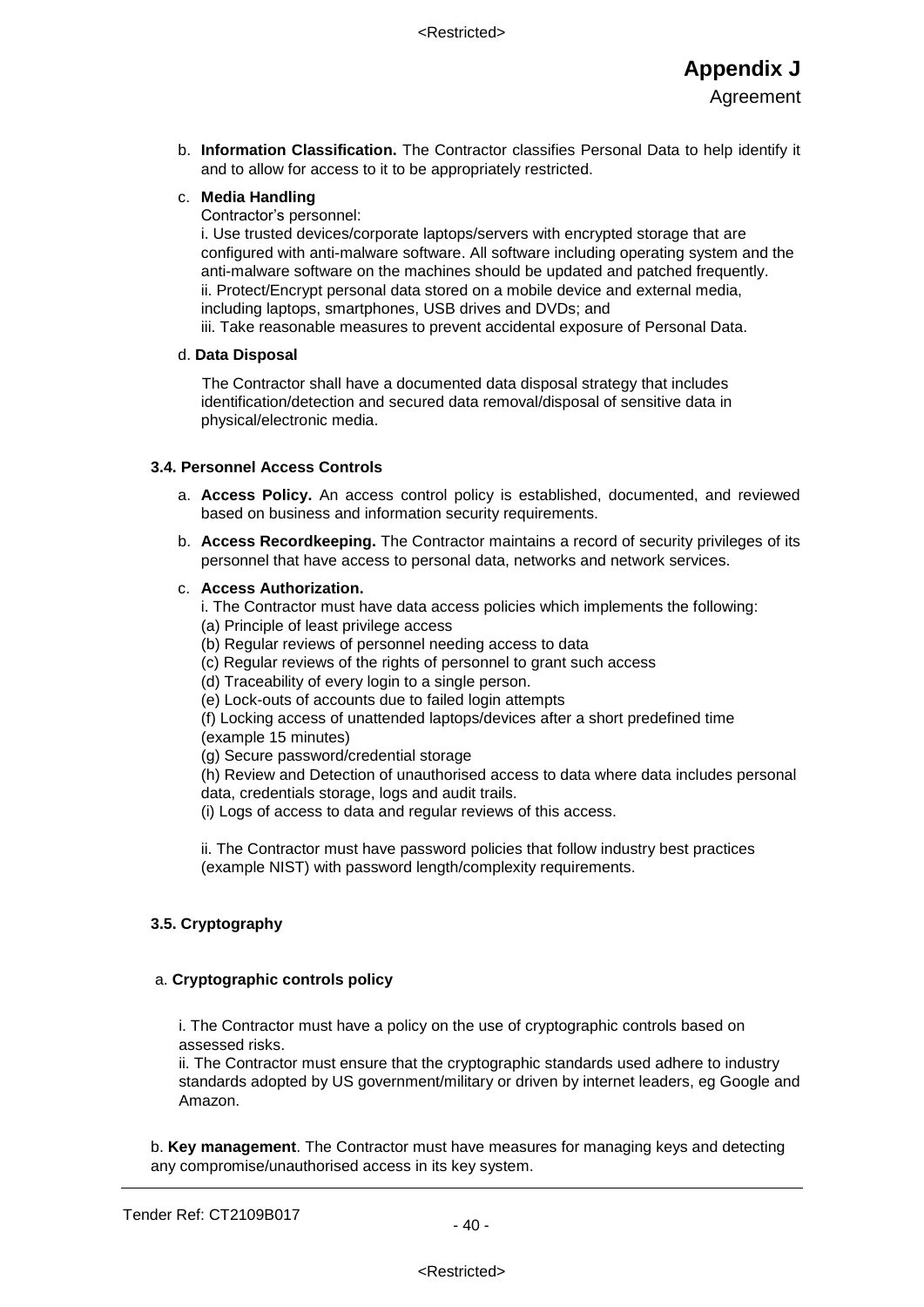b. **Information Classification.** The Contractor classifies Personal Data to help identify it and to allow for access to it to be appropriately restricted.

c. **Media Handling**

Contractor's personnel:

i. Use trusted devices/corporate laptops/servers with encrypted storage that are configured with anti-malware software. All software including operating system and the anti-malware software on the machines should be updated and patched frequently.
ii. Protect/Encrypt personal data stored on a mobile device and external media, including laptops, smartphones, USB drives and DVDs; and
iii. Take reasonable measures to prevent accidental exposure of Personal Data.

d. **Data Disposal**

The Contractor shall have a documented data disposal strategy that includes identification/detection and secured data removal/disposal of sensitive data in physical/electronic media.

### 3.4. Personnel Access Controls

a. **Access Policy.** An access control policy is established, documented, and reviewed based on business and information security requirements.

b. **Access Recordkeeping.** The Contractor maintains a record of security privileges of its personnel that have access to personal data, networks and network services.

c. **Access Authorization.**

i. The Contractor must have data access policies which implements the following:
(a) Principle of least privilege access
(b) Regular reviews of personnel needing access to data
(c) Regular reviews of the rights of personnel to grant such access
(d) Traceability of every login to a single person.
(e) Lock-outs of accounts due to failed login attempts
(f) Locking access of unattended laptops/devices after a short predefined time (example 15 minutes)
(g) Secure password/credential storage
(h) Review and Detection of unauthorised access to data where data includes personal data, credentials storage, logs and audit trails.
(i) Logs of access to data and regular reviews of this access.

ii. The Contractor must have password policies that follow industry best practices (example NIST) with password length/complexity requirements.

### 3.5. Cryptography

a. **Cryptographic controls policy**

i. The Contractor must have a policy on the use of cryptographic controls based on assessed risks.
ii. The Contractor must ensure that the cryptographic standards used adhere to industry standards adopted by US government/military or driven by internet leaders, eg Google and Amazon.

b. **Key management**. The Contractor must have measures for managing keys and detecting any compromise/unauthorised access in its key system.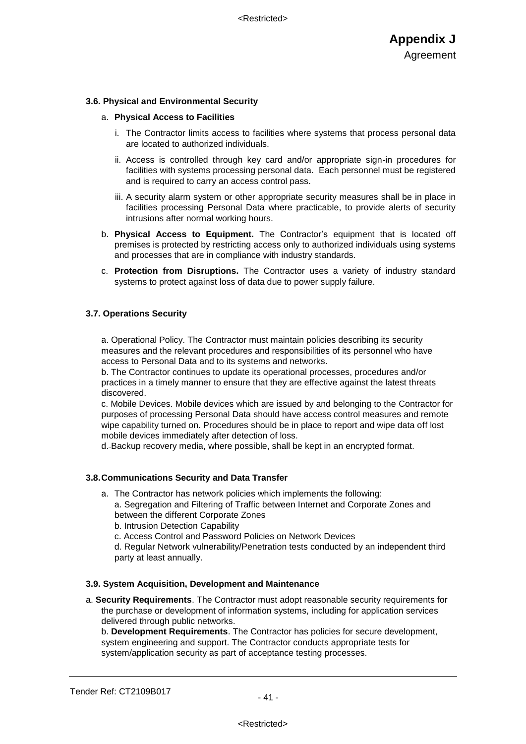# Appendix J

Agreement

### 3.6. Physical and Environmental Security

a. **Physical Access to Facilities**

   i. The Contractor limits access to facilities where systems that process personal data are located to authorized individuals.

   ii. Access is controlled through key card and/or appropriate sign-in procedures for facilities with systems processing personal data. Each personnel must be registered and is required to carry an access control pass.

   iii. A security alarm system or other appropriate security measures shall be in place in facilities processing Personal Data where practicable, to provide alerts of security intrusions after normal working hours.

b. **Physical Access to Equipment.** The Contractor's equipment that is located off premises is protected by restricting access only to authorized individuals using systems and processes that are in compliance with industry standards.

c. **Protection from Disruptions.** The Contractor uses a variety of industry standard systems to protect against loss of data due to power supply failure.

### 3.7. Operations Security

a. Operational Policy. The Contractor must maintain policies describing its security measures and the relevant procedures and responsibilities of its personnel who have access to Personal Data and to its systems and networks.
b. The Contractor continues to update its operational processes, procedures and/or practices in a timely manner to ensure that they are effective against the latest threats discovered.
c. Mobile Devices. Mobile devices which are issued by and belonging to the Contractor for purposes of processing Personal Data should have access control measures and remote wipe capability turned on. Procedures should be in place to report and wipe data off lost mobile devices immediately after detection of loss.
d. Backup recovery media, where possible, shall be kept in an encrypted format.

### 3.8. Communications Security and Data Transfer

a. The Contractor has network policies which implements the following:
   a. Segregation and Filtering of Traffic between Internet and Corporate Zones and between the different Corporate Zones
   b. Intrusion Detection Capability
   c. Access Control and Password Policies on Network Devices
   d. Regular Network vulnerability/Penetration tests conducted by an independent third party at least annually.

### 3.9. System Acquisition, Development and Maintenance

a. **Security Requirements**. The Contractor must adopt reasonable security requirements for the purchase or development of information systems, including for application services delivered through public networks.
b. **Development Requirements**. The Contractor has policies for secure development, system engineering and support. The Contractor conducts appropriate tests for system/application security as part of acceptance testing processes.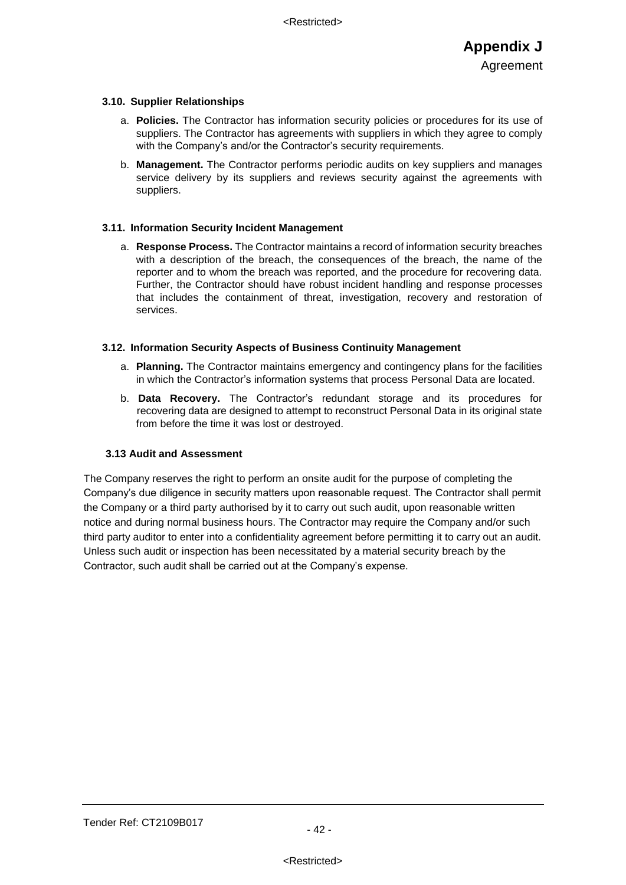### 3.10. Supplier Relationships

a. **Policies.** The Contractor has information security policies or procedures for its use of suppliers. The Contractor has agreements with suppliers in which they agree to comply with the Company's and/or the Contractor's security requirements.

b. **Management.** The Contractor performs periodic audits on key suppliers and manages service delivery by its suppliers and reviews security against the agreements with suppliers.

### 3.11. Information Security Incident Management

a. **Response Process.** The Contractor maintains a record of information security breaches with a description of the breach, the consequences of the breach, the name of the reporter and to whom the breach was reported, and the procedure for recovering data. Further, the Contractor should have robust incident handling and response processes that includes the containment of threat, investigation, recovery and restoration of services.

### 3.12. Information Security Aspects of Business Continuity Management

a. **Planning.** The Contractor maintains emergency and contingency plans for the facilities in which the Contractor's information systems that process Personal Data are located.

b. **Data Recovery.** The Contractor's redundant storage and its procedures for recovering data are designed to attempt to reconstruct Personal Data in its original state from before the time it was lost or destroyed.

### 3.13 Audit and Assessment

The Company reserves the right to perform an onsite audit for the purpose of completing the Company's due diligence in security matters upon reasonable request. The Contractor shall permit the Company or a third party authorised by it to carry out such audit, upon reasonable written notice and during normal business hours. The Contractor may require the Company and/or such third party auditor to enter into a confidentiality agreement before permitting it to carry out an audit. Unless such audit or inspection has been necessitated by a material security breach by the Contractor, such audit shall be carried out at the Company's expense.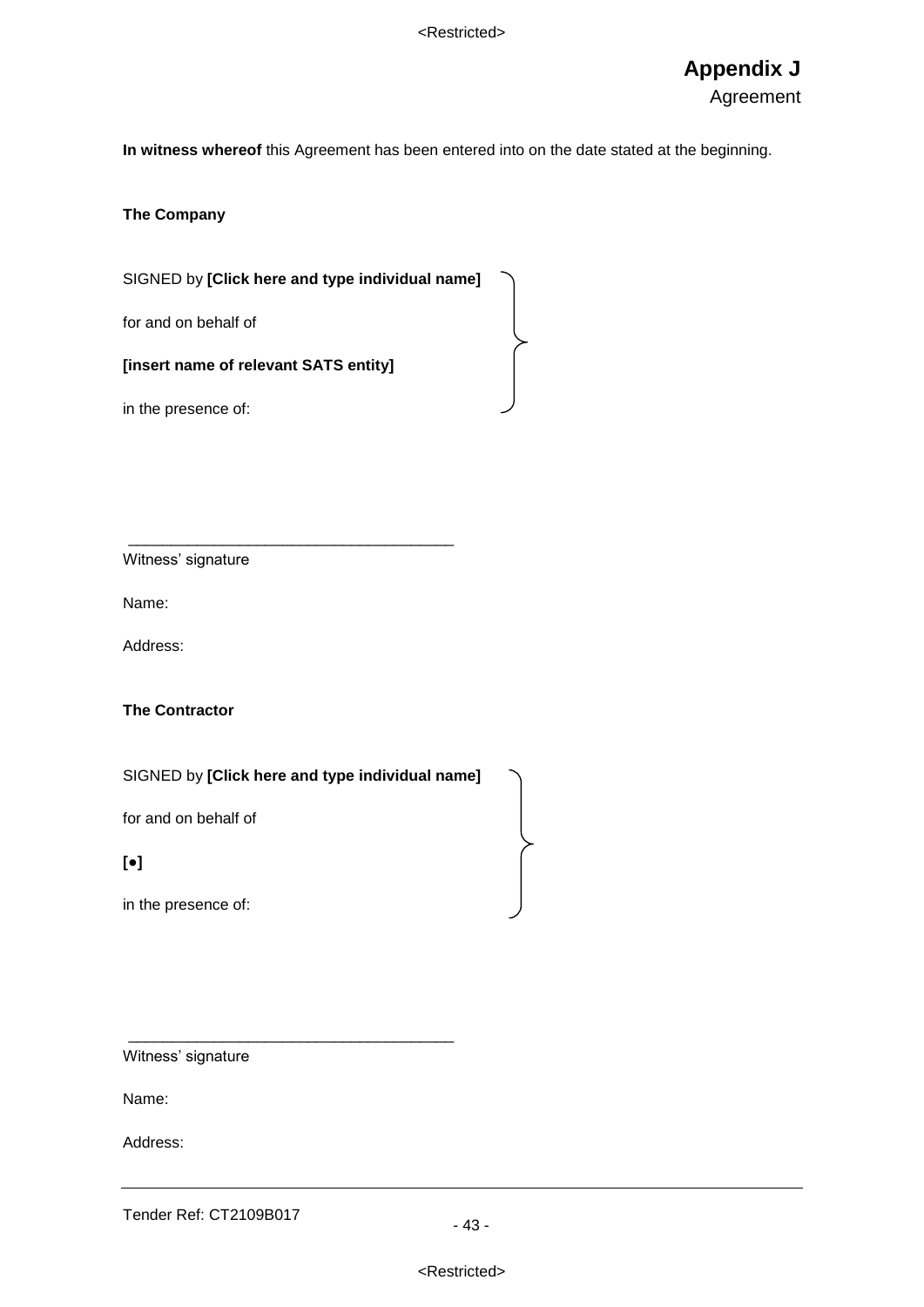# Appendix J
Agreement

**In witness whereof** this Agreement has been entered into on the date stated at the beginning.

**The Company**

SIGNED by **[Click here and type individual name]**

for and on behalf of

**[insert name of relevant SATS entity]**

in the presence of:

\_\_\_\_\_\_\_\_\_\_\_\_\_\_\_\_\_\_\_\_\_\_\_\_\_\_\_\_\_\_\_\_\_\_\_\_\_\_

Witness' signature

Name:

Address:

**The Contractor**

SIGNED by **[Click here and type individual name]**

for and on behalf of

**[●]**

in the presence of:

\_\_\_\_\_\_\_\_\_\_\_\_\_\_\_\_\_\_\_\_\_\_\_\_\_\_\_\_\_\_\_\_\_\_\_\_\_\_

Witness' signature

Name:

Address:

Tender Ref: CT2109B017